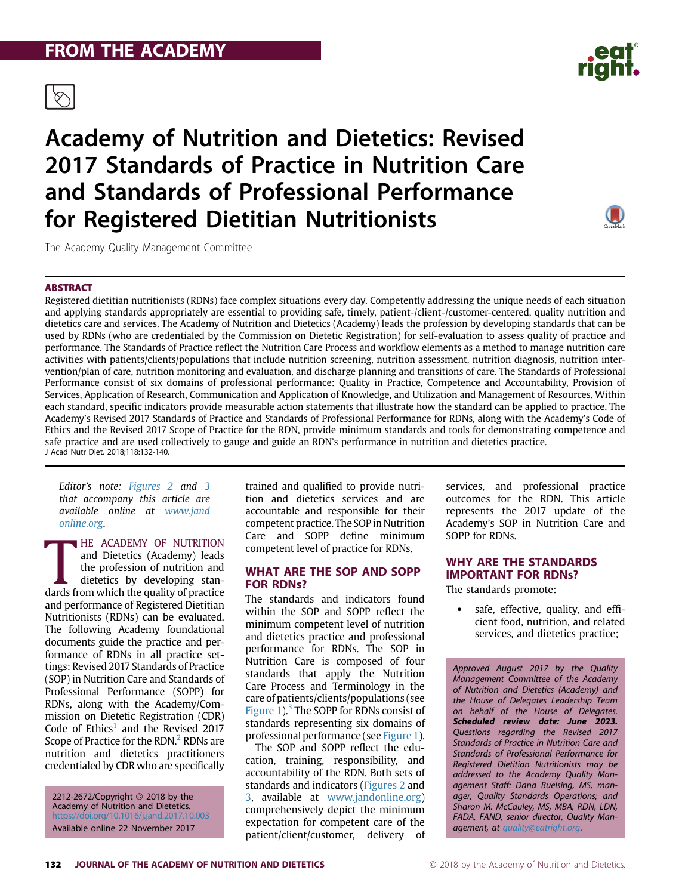FROM THE ACADEMY

# Academy of Nutrition and Dietetics: Revised 2017 Standards of Practice in Nutrition Care and Standards of Professional Performance for Registered Dietitian Nutritionists

The Academy Quality Management Committee

## ABSTRACT

Registered dietitian nutritionists (RDNs) face complex situations every day. Competently addressing the unique needs of each situation and applying standards appropriately are essential to providing safe, timely, patient-/client-/customer-centered, quality nutrition and dietetics care and services. The Academy of Nutrition and Dietetics (Academy) leads the profession by developing standards that can be used by RDNs (who are credentialed by the Commission on Dietetic Registration) for self-evaluation to assess quality of practice and performance. The Standards of Practice reflect the Nutrition Care Process and workflow elements as a method to manage nutrition care activities with patients/clients/populations that include nutrition screening, nutrition assessment, nutrition diagnosis, nutrition intervention/plan of care, nutrition monitoring and evaluation, and discharge planning and transitions of care. The Standards of Professional Performance consist of six domains of professional performance: Quality in Practice, Competence and Accountability, Provision of Services, Application of Research, Communication and Application of Knowledge, and Utilization and Management of Resources. Within each standard, specific indicators provide measurable action statements that illustrate how the standard can be applied to practice. The Academy's Revised 2017 Standards of Practice and Standards of Professional Performance for RDNs, along with the Academy's Code of Ethics and the Revised 2017 Scope of Practice for the RDN, provide minimum standards and tools for demonstrating competence and safe practice and are used collectively to gauge and guide an RDN's performance in nutrition and dietetics practice.

J Acad Nutr Diet. 2018;118:132-140.

*Editor's note: Figures 2 and 3 that accompany this article are available online at www.jandonline.org.*

THE ACADEMY OF NUTRITION and Dietetics (Academy) leads the profession of nutrition and dietetics by developing standards from which the quality of practice and performance of Registered Dietitian Nutritionists (RDNs) can be evaluated. The following Academy foundational documents guide the practice and performance of RDNs in all practice settings: Revised 2017 Standards of Practice (SOP) in Nutrition Care and Standards of Professional Performance (SOPP) for RDNs, along with the Academy/Commission on Dietetic Registration (CDR) Code of Ethics[1] and the Revised 2017 Scope of Practice for the RDN.[2] RDNs are nutrition and dietetics practitioners credentialed by CDR who are specifically trained and qualified to provide nutrition and dietetics services and are accountable and responsible for their competent practice. The SOP in Nutrition Care and SOPP define minimum competent level of practice for RDNs.

2212-2672/Copyright © 2018 by the Academy of Nutrition and Dietetics.
https://doi.org/10.1016/j.jand.2017.10.003
Available online 22 November 2017

## WHAT ARE THE SOP AND SOPP FOR RDNs?

The standards and indicators found within the SOP and SOPP reflect the minimum competent level of nutrition and dietetics practice and professional performance for RDNs. The SOP in Nutrition Care is composed of four standards that apply the Nutrition Care Process and Terminology in the care of patients/clients/populations (see Figure 1).[3] The SOPP for RDNs consist of standards representing six domains of professional performance (see Figure 1).

The SOP and SOPP reflect the education, training, responsibility, and accountability of the RDN. Both sets of standards and indicators (Figures 2 and 3, available at www.jandonline.org) comprehensively depict the minimum expectation for competent care of the patient/client/customer, delivery of services, and professional practice outcomes for the RDN. This article represents the 2017 update of the Academy's SOP in Nutrition Care and SOPP for RDNs.

## WHY ARE THE STANDARDS IMPORTANT FOR RDNs?

The standards promote:

- safe, effective, quality, and efficient food, nutrition, and related services, and dietetics practice;

*Approved August 2017 by the Quality Management Committee of the Academy of Nutrition and Dietetics (Academy) and the House of Delegates Leadership Team on behalf of the House of Delegates.* ***Scheduled review date: June 2023.*** *Questions regarding the Revised 2017 Standards of Practice in Nutrition Care and Standards of Professional Performance for Registered Dietitian Nutritionists may be addressed to the Academy Quality Management Staff: Dana Buelsing, MS, manager, Quality Standards Operations; and Sharon M. McCauley, MS, MBA, RDN, LDN, FADA, FAND, senior director, Quality Management, at quality@eatright.org.*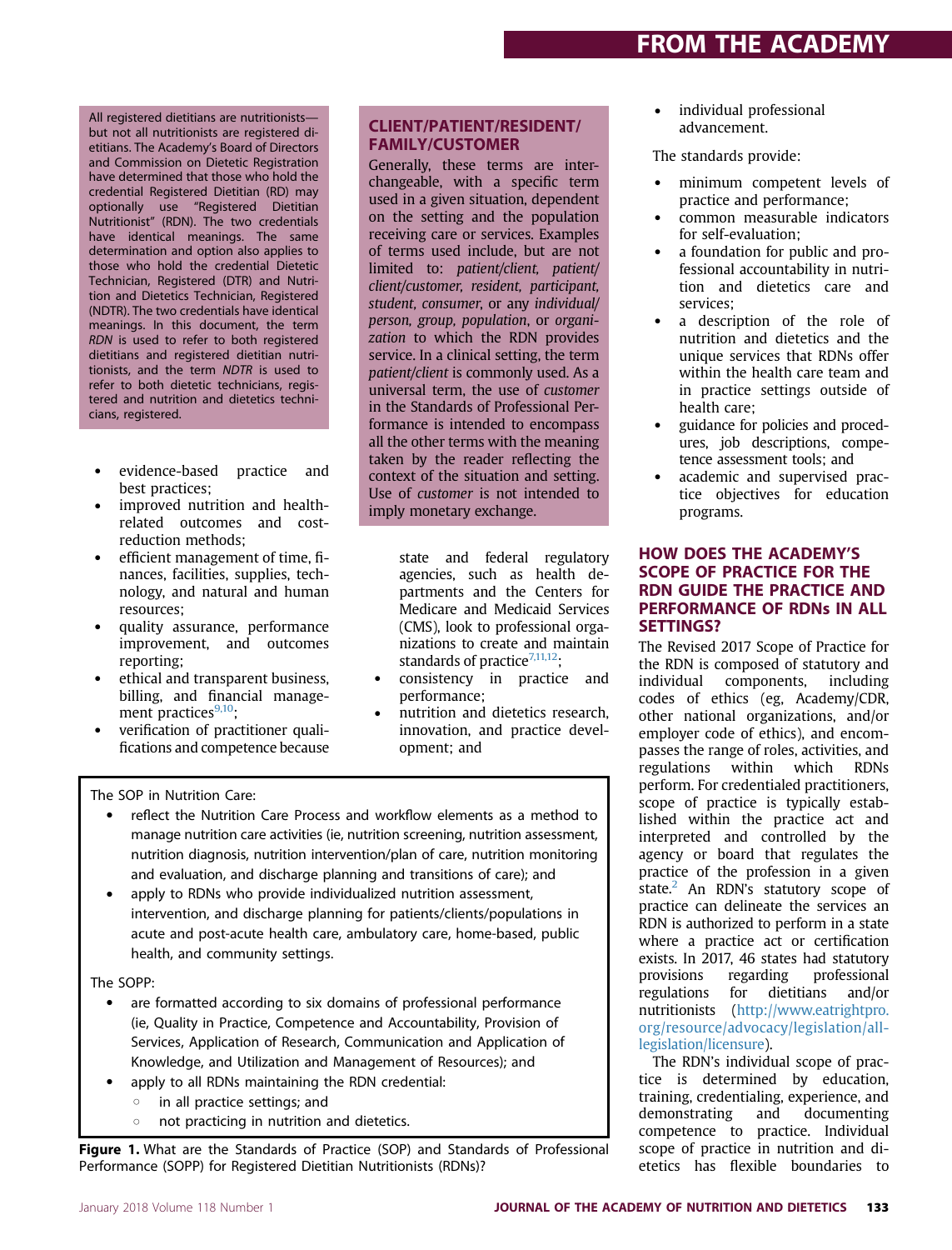All registered dietitians are nutritionists—but not all nutritionists are registered dietitians. The Academy's Board of Directors and Commission on Dietetic Registration have determined that those who hold the credential Registered Dietitian (RD) may optionally use "Registered Dietitian Nutritionist" (RDN). The two credentials have identical meanings. The same determination and option also applies to those who hold the credential Dietetic Technician, Registered (DTR) and Nutrition and Dietetics Technician, Registered (NDTR). The two credentials have identical meanings. In this document, the term *RDN* is used to refer to both registered dietitians and registered dietitian nutritionists, and the term *NDTR* is used to refer to both dietetic technicians, registered and nutrition and dietetics technicians, registered.

- evidence-based practice and best practices;
- improved nutrition and health-related outcomes and cost-reduction methods;
- efficient management of time, finances, facilities, supplies, technology, and natural and human resources;
- quality assurance, performance improvement, and outcomes reporting;
- ethical and transparent business, billing, and financial management practices[9,10];
- verification of practitioner qualifications and competence because state and federal regulatory agencies, such as health departments and the Centers for Medicare and Medicaid Services (CMS), look to professional organizations to create and maintain standards of practice[7,11,12];
- consistency in practice and performance;
- nutrition and dietetics research, innovation, and practice development; and
- individual professional advancement.

## CLIENT/PATIENT/RESIDENT/ FAMILY/CUSTOMER

Generally, these terms are interchangeable, with a specific term used in a given situation, dependent on the setting and the population receiving care or services. Examples of terms used include, but are not limited to: *patient/client, patient/client/customer, resident, participant, student, consumer*, or any *individual/person, group, population*, or *organization* to which the RDN provides service. In a clinical setting, the term *patient/client* is commonly used. As a universal term, the use of *customer* in the Standards of Professional Performance is intended to encompass all the other terms with the meaning taken by the reader reflecting the context of the situation and setting. Use of *customer* is not intended to imply monetary exchange.

The standards provide:

- minimum competent levels of practice and performance;
- common measurable indicators for self-evaluation;
- a foundation for public and professional accountability in nutrition and dietetics care and services;
- a description of the role of nutrition and dietetics and the unique services that RDNs offer within the health care team and in practice settings outside of health care;
- guidance for policies and procedures, job descriptions, competence assessment tools; and
- academic and supervised practice objectives for education programs.

The SOP in Nutrition Care:

- reflect the Nutrition Care Process and workflow elements as a method to manage nutrition care activities (ie, nutrition screening, nutrition assessment, nutrition diagnosis, nutrition intervention/plan of care, nutrition monitoring and evaluation, and discharge planning and transitions of care); and
- apply to RDNs who provide individualized nutrition assessment, intervention, and discharge planning for patients/clients/populations in acute and post-acute health care, ambulatory care, home-based, public health, and community settings.

The SOPP:

- are formatted according to six domains of professional performance (ie, Quality in Practice, Competence and Accountability, Provision of Services, Application of Research, Communication and Application of Knowledge, and Utilization and Management of Resources); and
- apply to all RDNs maintaining the RDN credential:
    - in all practice settings; and
    - not practicing in nutrition and dietetics.

**Figure 1.** What are the Standards of Practice (SOP) and Standards of Professional Performance (SOPP) for Registered Dietitian Nutritionists (RDNs)?

## HOW DOES THE ACADEMY'S SCOPE OF PRACTICE FOR THE RDN GUIDE THE PRACTICE AND PERFORMANCE OF RDNs IN ALL SETTINGS?

The Revised 2017 Scope of Practice for the RDN is composed of statutory and individual components, including codes of ethics (eg, Academy/CDR, other national organizations, and/or employer code of ethics), and encompasses the range of roles, activities, and regulations within which RDNs perform. For credentialed practitioners, scope of practice is typically established within the practice act and interpreted and controlled by the agency or board that regulates the practice of the profession in a given state.[2] An RDN's statutory scope of practice can delineate the services an RDN is authorized to perform in a state where a practice act or certification exists. In 2017, 46 states had statutory provisions regarding professional regulations for dietitians and/or nutritionists (http://www.eatrightpro.org/resource/advocacy/legislation/all-legislation/licensure).

The RDN's individual scope of practice is determined by education, training, credentialing, experience, and demonstrating and documenting competence to practice. Individual scope of practice in nutrition and dietetics has flexible boundaries to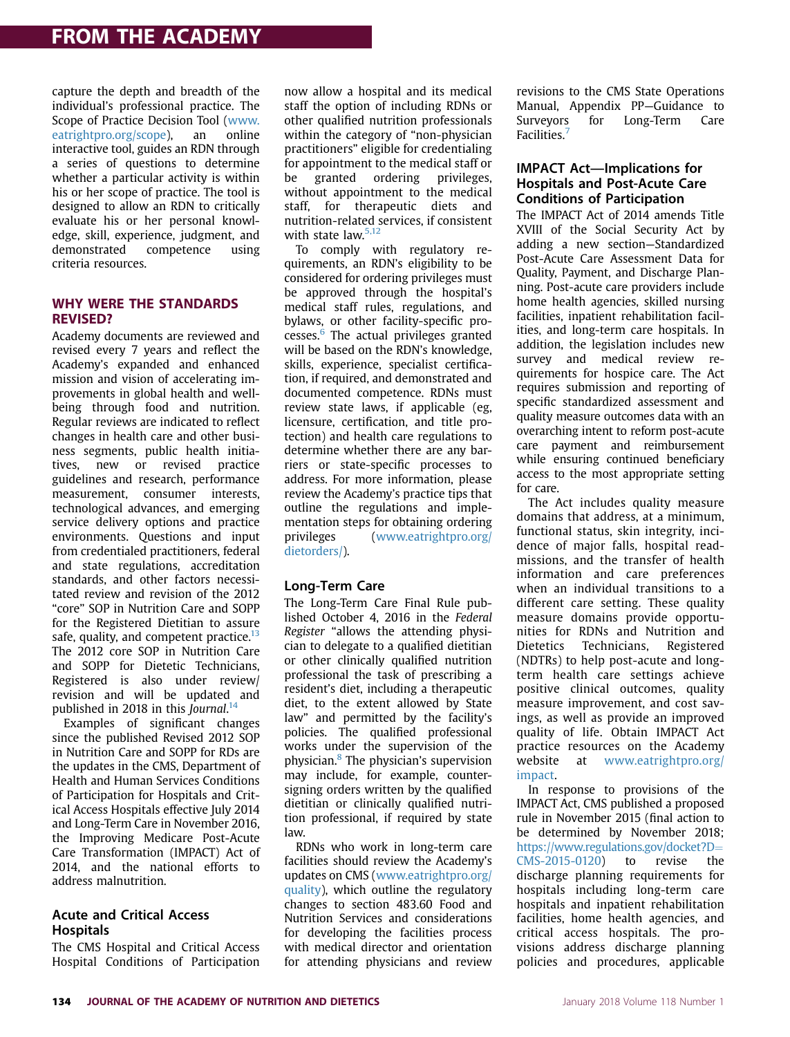capture the depth and breadth of the individual's professional practice. The Scope of Practice Decision Tool (www.eatrightpro.org/scope), an online interactive tool, guides an RDN through a series of questions to determine whether a particular activity is within his or her scope of practice. The tool is designed to allow an RDN to critically evaluate his or her personal knowledge, skill, experience, judgment, and demonstrated competence using criteria resources.

## WHY WERE THE STANDARDS REVISED?

Academy documents are reviewed and revised every 7 years and reflect the Academy's expanded and enhanced mission and vision of accelerating improvements in global health and well-being through food and nutrition. Regular reviews are indicated to reflect changes in health care and other business segments, public health initiatives, new or revised practice guidelines and research, performance measurement, consumer interests, technological advances, and emerging service delivery options and practice environments. Questions and input from credentialed practitioners, federal and state regulations, accreditation standards, and other factors necessitated review and revision of the 2012 "core" SOP in Nutrition Care and SOPP for the Registered Dietitian to assure safe, quality, and competent practice.[13] The 2012 core SOP in Nutrition Care and SOPP for Dietetic Technicians, Registered is also under review/revision and will be updated and published in 2018 in this *Journal*.[14]

Examples of significant changes since the published Revised 2012 SOP in Nutrition Care and SOPP for RDs are the updates in the CMS, Department of Health and Human Services Conditions of Participation for Hospitals and Critical Access Hospitals effective July 2014 and Long-Term Care in November 2016, the Improving Medicare Post-Acute Care Transformation (IMPACT) Act of 2014, and the national efforts to address malnutrition.

### Acute and Critical Access Hospitals

The CMS Hospital and Critical Access Hospital Conditions of Participation now allow a hospital and its medical staff the option of including RDNs or other qualified nutrition professionals within the category of "non-physician practitioners" eligible for credentialing for appointment to the medical staff or be granted ordering privileges, without appointment to the medical staff, for therapeutic diets and nutrition-related services, if consistent with state law.[5,12]

To comply with regulatory requirements, an RDN's eligibility to be considered for ordering privileges must be approved through the hospital's medical staff rules, regulations, and bylaws, or other facility-specific processes.[6] The actual privileges granted will be based on the RDN's knowledge, skills, experience, specialist certification, if required, and demonstrated and documented competence. RDNs must review state laws, if applicable (eg, licensure, certification, and title protection) and health care regulations to determine whether there are any barriers or state-specific processes to address. For more information, please review the Academy's practice tips that outline the regulations and implementation steps for obtaining ordering privileges (www.eatrightpro.org/dietorders/).

### Long-Term Care

The Long-Term Care Final Rule published October 4, 2016 in the *Federal Register* "allows the attending physician to delegate to a qualified dietitian or other clinically qualified nutrition professional the task of prescribing a resident's diet, including a therapeutic diet, to the extent allowed by State law" and permitted by the facility's policies. The qualified professional works under the supervision of the physician.[8] The physician's supervision may include, for example, countersigning orders written by the qualified dietitian or clinically qualified nutrition professional, if required by state law.

RDNs who work in long-term care facilities should review the Academy's updates on CMS (www.eatrightpro.org/quality), which outline the regulatory changes to section 483.60 Food and Nutrition Services and considerations for developing the facilities process with medical director and orientation for attending physicians and review revisions to the CMS State Operations Manual, Appendix PP—Guidance to Surveyors for Long-Term Care Facilities.[7]

### IMPACT Act—Implications for Hospitals and Post-Acute Care Conditions of Participation

The IMPACT Act of 2014 amends Title XVIII of the Social Security Act by adding a new section—Standardized Post-Acute Care Assessment Data for Quality, Payment, and Discharge Planning. Post-acute care providers include home health agencies, skilled nursing facilities, inpatient rehabilitation facilities, and long-term care hospitals. In addition, the legislation includes new survey and medical review requirements for hospice care. The Act requires submission and reporting of specific standardized assessment and quality measure outcomes data with an overarching intent to reform post-acute care payment and reimbursement while ensuring continued beneficiary access to the most appropriate setting for care.

The Act includes quality measure domains that address, at a minimum, functional status, skin integrity, incidence of major falls, hospital readmissions, and the transfer of health information and care preferences when an individual transitions to a different care setting. These quality measure domains provide opportunities for RDNs and Nutrition and Dietetics Technicians, Registered (NDTRs) to help post-acute and long-term health care settings achieve positive clinical outcomes, quality measure improvement, and cost savings, as well as provide an improved quality of life. Obtain IMPACT Act practice resources on the Academy website at www.eatrightpro.org/impact.

In response to provisions of the IMPACT Act, CMS published a proposed rule in November 2015 (final action to be determined by November 2018; https://www.regulations.gov/docket?D=CMS-2015-0120) to revise the discharge planning requirements for hospitals including long-term care hospitals and inpatient rehabilitation facilities, home health agencies, and critical access hospitals. The provisions address discharge planning policies and procedures, applicable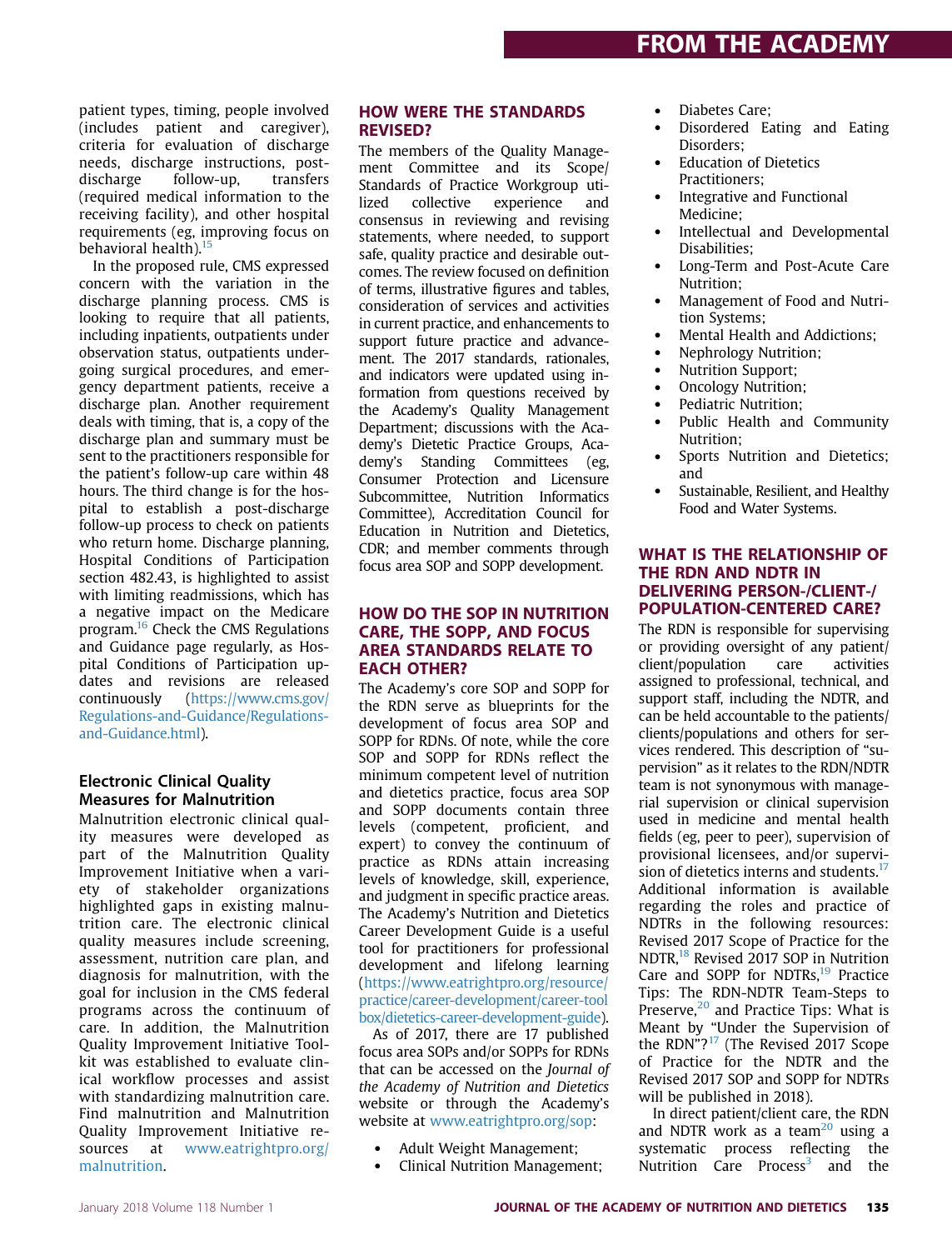patient types, timing, people involved (includes patient and caregiver), criteria for evaluation of discharge needs, discharge instructions, post-discharge follow-up, transfers (required medical information to the receiving facility), and other hospital requirements (eg, improving focus on behavioral health).[15]

In the proposed rule, CMS expressed concern with the variation in the discharge planning process. CMS is looking to require that all patients, including inpatients, outpatients under observation status, outpatients undergoing surgical procedures, and emergency department patients, receive a discharge plan. Another requirement deals with timing, that is, a copy of the discharge plan and summary must be sent to the practitioners responsible for the patient's follow-up care within 48 hours. The third change is for the hospital to establish a post-discharge follow-up process to check on patients who return home. Discharge planning, Hospital Conditions of Participation section 482.43, is highlighted to assist with limiting readmissions, which has a negative impact on the Medicare program.[16] Check the CMS Regulations and Guidance page regularly, as Hospital Conditions of Participation updates and revisions are released continuously (https://www.cms.gov/Regulations-and-Guidance/Regulations-and-Guidance.html).

### Electronic Clinical Quality Measures for Malnutrition

Malnutrition electronic clinical quality measures were developed as part of the Malnutrition Quality Improvement Initiative when a variety of stakeholder organizations highlighted gaps in existing malnutrition care. The electronic clinical quality measures include screening, assessment, nutrition care plan, and diagnosis for malnutrition, with the goal for inclusion in the CMS federal programs across the continuum of care. In addition, the Malnutrition Quality Improvement Initiative Toolkit was established to evaluate clinical workflow processes and assist with standardizing malnutrition care. Find malnutrition and Malnutrition Quality Improvement Initiative resources at www.eatrightpro.org/malnutrition.

## HOW WERE THE STANDARDS REVISED?

The members of the Quality Management Committee and its Scope/Standards of Practice Workgroup utilized collective experience and consensus in reviewing and revising statements, where needed, to support safe, quality practice and desirable outcomes. The review focused on definition of terms, illustrative figures and tables, consideration of services and activities in current practice, and enhancements to support future practice and advancement. The 2017 standards, rationales, and indicators were updated using information from questions received by the Academy's Quality Management Department; discussions with the Academy's Dietetic Practice Groups, Academy's Standing Committees (eg, Consumer Protection and Licensure Subcommittee, Nutrition Informatics Committee), Accreditation Council for Education in Nutrition and Dietetics, CDR; and member comments through focus area SOP and SOPP development.

## HOW DO THE SOP IN NUTRITION CARE, THE SOPP, AND FOCUS AREA STANDARDS RELATE TO EACH OTHER?

The Academy's core SOP and SOPP for the RDN serve as blueprints for the development of focus area SOP and SOPP for RDNs. Of note, while the core SOP and SOPP for RDNs reflect the minimum competent level of nutrition and dietetics practice, focus area SOP and SOPP documents contain three levels (competent, proficient, and expert) to convey the continuum of practice as RDNs attain increasing levels of knowledge, skill, experience, and judgment in specific practice areas. The Academy's Nutrition and Dietetics Career Development Guide is a useful tool for practitioners for professional development and lifelong learning (https://www.eatrightpro.org/resource/practice/career-development/career-toolbox/dietetics-career-development-guide).

As of 2017, there are 17 published focus area SOPs and/or SOPPs for RDNs that can be accessed on the *Journal of the Academy of Nutrition and Dietetics* website or through the Academy's website at www.eatrightpro.org/sop:

- Adult Weight Management;
- Clinical Nutrition Management;
- Diabetes Care;
- Disordered Eating and Eating Disorders;
- Education of Dietetics Practitioners;
- Integrative and Functional Medicine;
- Intellectual and Developmental Disabilities;
- Long-Term and Post-Acute Care Nutrition;
- Management of Food and Nutrition Systems;
- Mental Health and Addictions;
- Nephrology Nutrition;
- Nutrition Support;
- Oncology Nutrition;
- Pediatric Nutrition;
- Public Health and Community Nutrition;
- Sports Nutrition and Dietetics; and
- Sustainable, Resilient, and Healthy Food and Water Systems.

## WHAT IS THE RELATIONSHIP OF THE RDN AND NDTR IN DELIVERING PERSON-/CLIENT-/POPULATION-CENTERED CARE?

The RDN is responsible for supervising or providing oversight of any patient/client/population care activities assigned to professional, technical, and support staff, including the NDTR, and can be held accountable to the patients/clients/populations and others for services rendered. This description of "supervision" as it relates to the RDN/NDTR team is not synonymous with managerial supervision or clinical supervision used in medicine and mental health fields (eg, peer to peer), supervision of provisional licensees, and/or supervision of dietetics interns and students.[17] Additional information is available regarding the roles and practice of NDTRs in the following resources: Revised 2017 Scope of Practice for the NDTR,[18] Revised 2017 SOP in Nutrition Care and SOPP for NDTRs,[19] Practice Tips: The RDN-NDTR Team-Steps to Preserve,[20] and Practice Tips: What is Meant by "Under the Supervision of the RDN"?[17] (The Revised 2017 Scope of Practice for the NDTR and the Revised 2017 SOP and SOPP for NDTRs will be published in 2018).

In direct patient/client care, the RDN and NDTR work as a team[20] using a systematic process reflecting the Nutrition Care Process[3] and the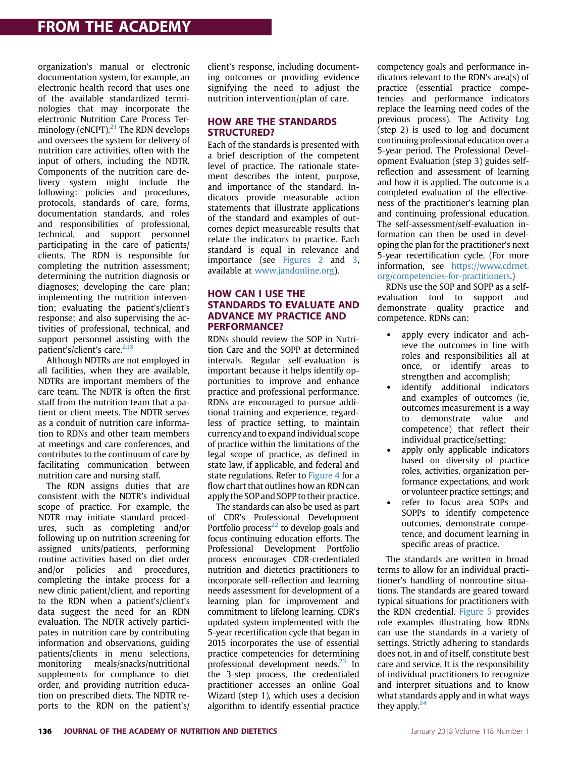organization's manual or electronic documentation system, for example, an electronic health record that uses one of the available standardized terminologies that may incorporate the electronic Nutrition Care Process Terminology (eNCPT).[21] The RDN develops and oversees the system for delivery of nutrition care activities, often with the input of others, including the NDTR. Components of the nutrition care delivery system might include the following: policies and procedures, protocols, standards of care, forms, documentation standards, and roles and responsibilities of professional, technical, and support personnel participating in the care of patients/clients. The RDN is responsible for completing the nutrition assessment; determining the nutrition diagnosis or diagnoses; developing the care plan; implementing the nutrition intervention; evaluating the patient's/client's response; and also supervising the activities of professional, technical, and support personnel assisting with the patient's/client's care.[2,18]

Although NDTRs are not employed in all facilities, when they are available, NDTRs are important members of the care team. The NDTR is often the first staff from the nutrition team that a patient or client meets. The NDTR serves as a conduit of nutrition care information to RDNs and other team members at meetings and care conferences, and contributes to the continuum of care by facilitating communication between nutrition and nursing staff.

The RDN assigns duties that are consistent with the NDTR's individual scope of practice. For example, the NDTR may initiate standard procedures, such as completing and/or following up on nutrition screening for assigned units/patients, performing routine activities based on diet order and/or policies and procedures, completing the intake process for a new clinic patient/client, and reporting to the RDN when a patient's/client's data suggest the need for an RDN evaluation. The NDTR actively participates in nutrition care by contributing information and observations, guiding patients/clients in menu selections, monitoring meals/snacks/nutritional supplements for compliance to diet order, and providing nutrition education on prescribed diets. The NDTR reports to the RDN on the patient's/client's response, including documenting outcomes or providing evidence signifying the need to adjust the nutrition intervention/plan of care.

## HOW ARE THE STANDARDS STRUCTURED?

Each of the standards is presented with a brief description of the competent level of practice. The rationale statement describes the intent, purpose, and importance of the standard. Indicators provide measurable action statements that illustrate applications of the standard and examples of outcomes depict measureable results that relate the indicators to practice. Each standard is equal in relevance and importance (see Figures 2 and 3, available at www.jandonline.org).

## HOW CAN I USE THE STANDARDS TO EVALUATE AND ADVANCE MY PRACTICE AND PERFORMANCE?

RDNs should review the SOP in Nutrition Care and the SOPP at determined intervals. Regular self-evaluation is important because it helps identify opportunities to improve and enhance practice and professional performance. RDNs are encouraged to pursue additional training and experience, regardless of practice setting, to maintain currency and to expand individual scope of practice within the limitations of the legal scope of practice, as defined in state law, if applicable, and federal and state regulations. Refer to Figure 4 for a flow chart that outlines how an RDN can apply the SOP and SOPP to their practice.

The standards can also be used as part of CDR's Professional Development Portfolio process[22] to develop goals and focus continuing education efforts. The Professional Development Portfolio process encourages CDR-credentialed nutrition and dietetics practitioners to incorporate self-reflection and learning needs assessment for development of a learning plan for improvement and commitment to lifelong learning. CDR's updated system implemented with the 5-year recertification cycle that began in 2015 incorporates the use of essential practice competencies for determining professional development needs.[23] In the 3-step process, the credentialed practitioner accesses an online Goal Wizard (step 1), which uses a decision algorithm to identify essential practice competency goals and performance indicators relevant to the RDN's area(s) of practice (essential practice competencies and performance indicators replace the learning need codes of the previous process). The Activity Log (step 2) is used to log and document continuing professional education over a 5-year period. The Professional Development Evaluation (step 3) guides self-reflection and assessment of learning and how it is applied. The outcome is a completed evaluation of the effectiveness of the practitioner's learning plan and continuing professional education. The self-assessment/self-evaluation information can then be used in developing the plan for the practitioner's next 5-year recertification cycle. (For more information, see https://www.cdrnet.org/competencies-for-practitioners.)

RDNs use the SOP and SOPP as a self-evaluation tool to support and demonstrate quality practice and competence. RDNs can:

- apply every indicator and achieve the outcomes in line with roles and responsibilities all at once, or identify areas to strengthen and accomplish;
- identify additional indicators and examples of outcomes (ie, outcomes measurement is a way to demonstrate value and competence) that reflect their individual practice/setting;
- apply only applicable indicators based on diversity of practice roles, activities, organization performance expectations, and work or volunteer practice settings; and
- refer to focus area SOPs and SOPPs to identify competence outcomes, demonstrate competence, and document learning in specific areas of practice.

The standards are written in broad terms to allow for an individual practitioner's handling of nonroutine situations. The standards are geared toward typical situations for practitioners with the RDN credential. Figure 5 provides role examples illustrating how RDNs can use the standards in a variety of settings. Strictly adhering to standards does not, in and of itself, constitute best care and service. It is the responsibility of individual practitioners to recognize and interpret situations and to know what standards apply and in what ways they apply.[24]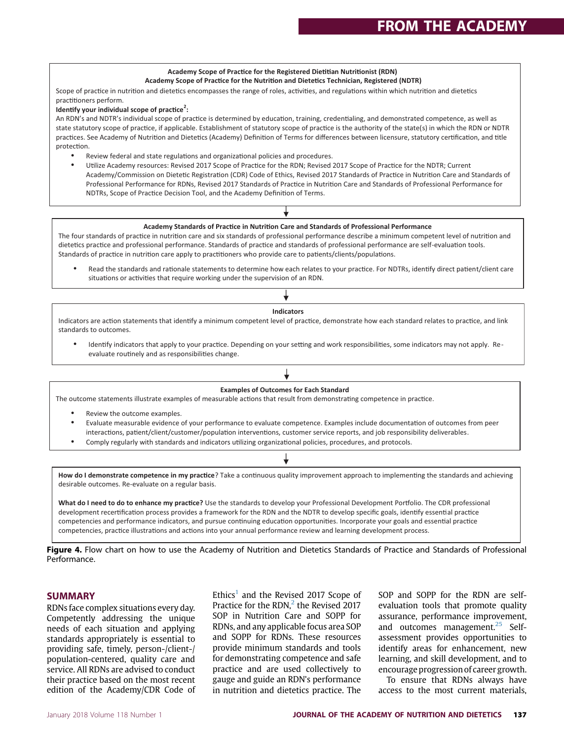**Academy Scope of Practice for the Registered Dietitian Nutritionist (RDN)**
**Academy Scope of Practice for the Nutrition and Dietetics Technician, Registered (NDTR)**

Scope of practice in nutrition and dietetics encompasses the range of roles, activities, and regulations within which nutrition and dietetics practitioners perform.

**Identify your individual scope of practice[2]:**

An RDN's and NDTR's individual scope of practice is determined by education, training, credentialing, and demonstrated competence, as well as state statutory scope of practice, if applicable. Establishment of statutory scope of practice is the authority of the state(s) in which the RDN or NDTR practices. See Academy of Nutrition and Dietetics (Academy) Definition of Terms for differences between licensure, statutory certification, and title protection.

- Review federal and state regulations and organizational policies and procedures.
- Utilize Academy resources: Revised 2017 Scope of Practice for the RDN; Revised 2017 Scope of Practice for the NDTR; Current Academy/Commission on Dietetic Registration (CDR) Code of Ethics, Revised 2017 Standards of Practice in Nutrition Care and Standards of Professional Performance for RDNs, Revised 2017 Standards of Practice in Nutrition Care and Standards of Professional Performance for NDTRs, Scope of Practice Decision Tool, and the Academy Definition of Terms.

↓

**Academy Standards of Practice in Nutrition Care and Standards of Professional Performance**

The four standards of practice in nutrition care and six standards of professional performance describe a minimum competent level of nutrition and dietetics practice and professional performance. Standards of practice and standards of professional performance are self-evaluation tools. Standards of practice in nutrition care apply to practitioners who provide care to patients/clients/populations.

- Read the standards and rationale statements to determine how each relates to your practice. For NDTRs, identify direct patient/client care situations or activities that require working under the supervision of an RDN.

↓

**Indicators**

Indicators are action statements that identify a minimum competent level of practice, demonstrate how each standard relates to practice, and link standards to outcomes.

- Identify indicators that apply to your practice. Depending on your setting and work responsibilities, some indicators may not apply. Re-evaluate routinely and as responsibilities change.

↓

**Examples of Outcomes for Each Standard**

The outcome statements illustrate examples of measurable actions that result from demonstrating competence in practice.

- Review the outcome examples.
- Evaluate measurable evidence of your performance to evaluate competence. Examples include documentation of outcomes from peer interactions, patient/client/customer/population interventions, customer service reports, and job responsibility deliverables.
- Comply regularly with standards and indicators utilizing organizational policies, procedures, and protocols.

↓

**How do I demonstrate competence in my practice**? Take a continuous quality improvement approach to implementing the standards and achieving desirable outcomes. Re-evaluate on a regular basis.

**What do I need to do to enhance my practice?** Use the standards to develop your Professional Development Portfolio. The CDR professional development recertification process provides a framework for the RDN and the NDTR to develop specific goals, identify essential practice competencies and performance indicators, and pursue continuing education opportunities. Incorporate your goals and essential practice competencies, practice illustrations and actions into your annual performance review and learning development process.

**Figure 4.** Flow chart on how to use the Academy of Nutrition and Dietetics Standards of Practice and Standards of Professional Performance.

## SUMMARY

RDNs face complex situations every day. Competently addressing the unique needs of each situation and applying standards appropriately is essential to providing safe, timely, person-/client-/population-centered, quality care and service. All RDNs are advised to conduct their practice based on the most recent edition of the Academy/CDR Code of Ethics[1] and the Revised 2017 Scope of Practice for the RDN,[2] the Revised 2017 SOP in Nutrition Care and SOPP for RDNs, and any applicable focus area SOP and SOPP for RDNs. These resources provide minimum standards and tools for demonstrating competence and safe practice and are used collectively to gauge and guide an RDN's performance in nutrition and dietetics practice. The SOP and SOPP for the RDN are self-evaluation tools that promote quality assurance, performance improvement, and outcomes management.[25] Self-assessment provides opportunities to identify areas for enhancement, new learning, and skill development, and to encourage progression of career growth.

To ensure that RDNs always have access to the most current materials,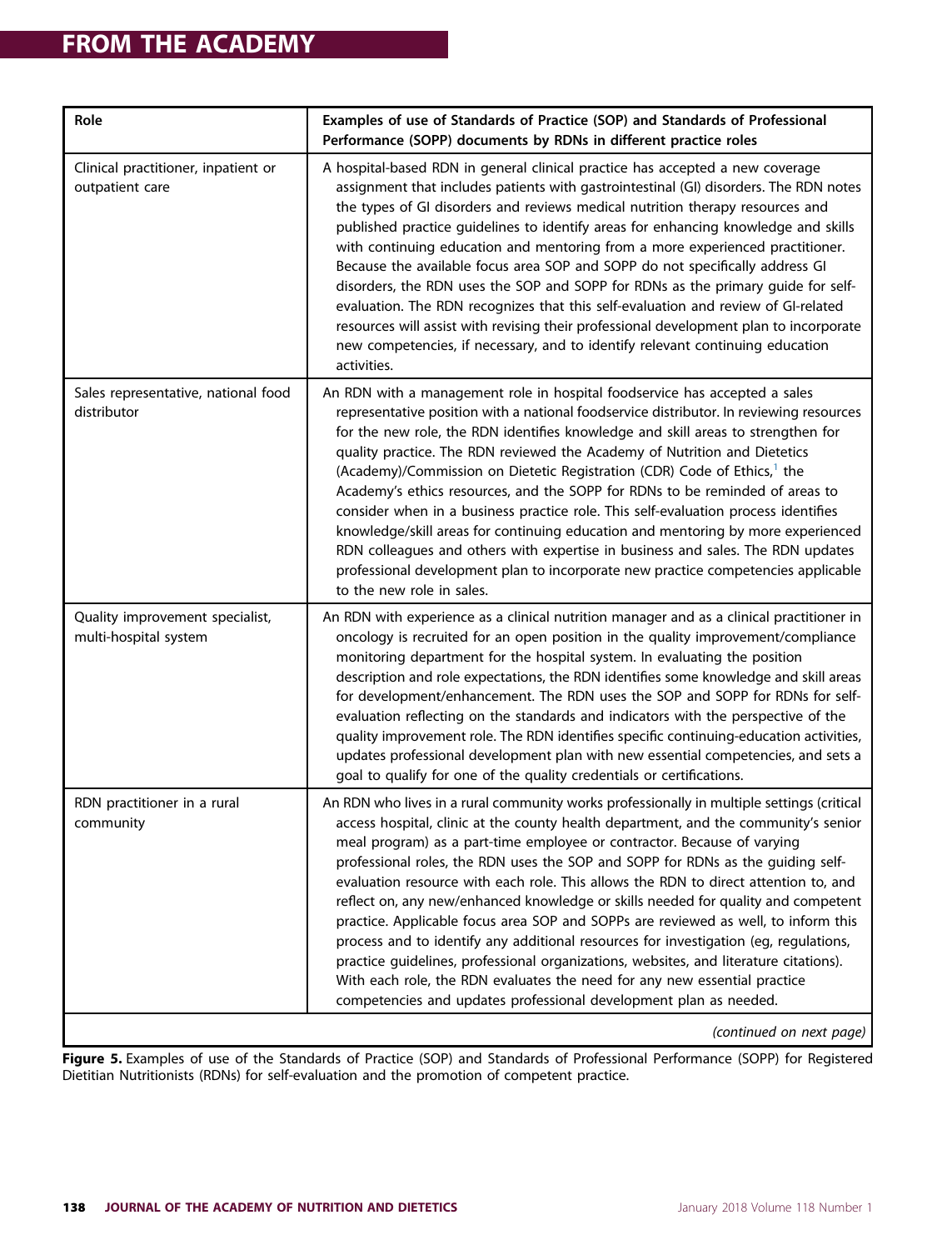| Role | Examples of use of Standards of Practice (SOP) and Standards of Professional Performance (SOPP) documents by RDNs in different practice roles |
| --- | --- |
| Clinical practitioner, inpatient or outpatient care | A hospital-based RDN in general clinical practice has accepted a new coverage assignment that includes patients with gastrointestinal (GI) disorders. The RDN notes the types of GI disorders and reviews medical nutrition therapy resources and published practice guidelines to identify areas for enhancing knowledge and skills with continuing education and mentoring from a more experienced practitioner. Because the available focus area SOP and SOPP do not specifically address GI disorders, the RDN uses the SOP and SOPP for RDNs as the primary guide for self-evaluation. The RDN recognizes that this self-evaluation and review of GI-related resources will assist with revising their professional development plan to incorporate new competencies, if necessary, and to identify relevant continuing education activities. |
| Sales representative, national food distributor | An RDN with a management role in hospital foodservice has accepted a sales representative position with a national foodservice distributor. In reviewing resources for the new role, the RDN identifies knowledge and skill areas to strengthen for quality practice. The RDN reviewed the Academy of Nutrition and Dietetics (Academy)/Commission on Dietetic Registration (CDR) Code of Ethics,[1] the Academy's ethics resources, and the SOPP for RDNs to be reminded of areas to consider when in a business practice role. This self-evaluation process identifies knowledge/skill areas for continuing education and mentoring by more experienced RDN colleagues and others with expertise in business and sales. The RDN updates professional development plan to incorporate new practice competencies applicable to the new role in sales. |
| Quality improvement specialist, multi-hospital system | An RDN with experience as a clinical nutrition manager and as a clinical practitioner in oncology is recruited for an open position in the quality improvement/compliance monitoring department for the hospital system. In evaluating the position description and role expectations, the RDN identifies some knowledge and skill areas for development/enhancement. The RDN uses the SOP and SOPP for RDNs for self-evaluation reflecting on the standards and indicators with the perspective of the quality improvement role. The RDN identifies specific continuing-education activities, updates professional development plan with new essential competencies, and sets a goal to qualify for one of the quality credentials or certifications. |
| RDN practitioner in a rural community | An RDN who lives in a rural community works professionally in multiple settings (critical access hospital, clinic at the county health department, and the community's senior meal program) as a part-time employee or contractor. Because of varying professional roles, the RDN uses the SOP and SOPP for RDNs as the guiding self-evaluation resource with each role. This allows the RDN to direct attention to, and reflect on, any new/enhanced knowledge or skills needed for quality and competent practice. Applicable focus area SOP and SOPPs are reviewed as well, to inform this process and to identify any additional resources for investigation (eg, regulations, practice guidelines, professional organizations, websites, and literature citations). With each role, the RDN evaluates the need for any new essential practice competencies and updates professional development plan as needed. |

*(continued on next page)*

**Figure 5.** Examples of use of the Standards of Practice (SOP) and Standards of Professional Performance (SOPP) for Registered Dietitian Nutritionists (RDNs) for self-evaluation and the promotion of competent practice.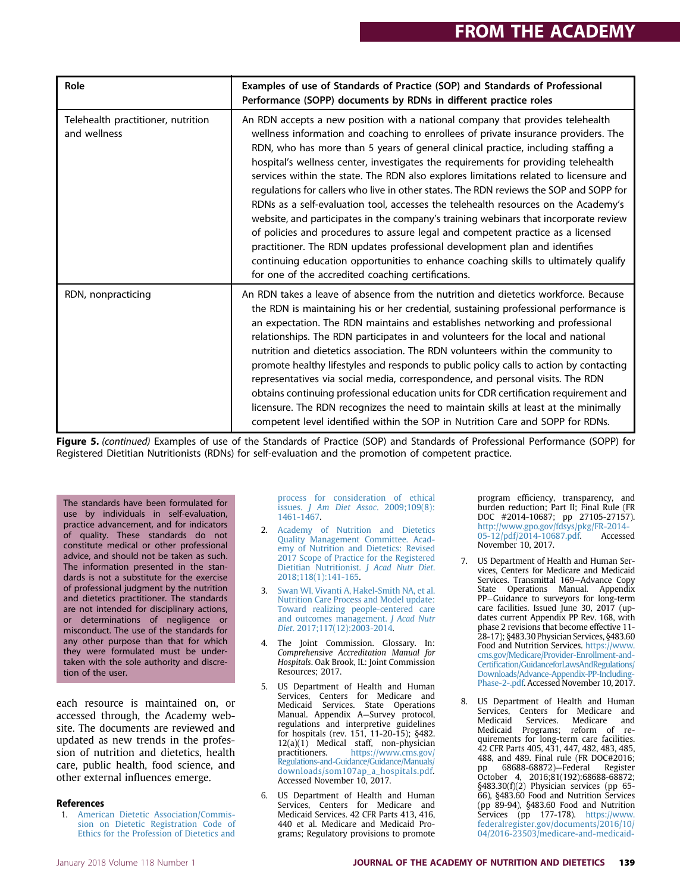| Role | Examples of use of Standards of Practice (SOP) and Standards of Professional Performance (SOPP) documents by RDNs in different practice roles |
|---|---|
| Telehealth practitioner, nutrition and wellness | An RDN accepts a new position with a national company that provides telehealth wellness information and coaching to enrollees of private insurance providers. The RDN, who has more than 5 years of general clinical practice, including staffing a hospital's wellness center, investigates the requirements for providing telehealth services within the state. The RDN also explores limitations related to licensure and regulations for callers who live in other states. The RDN reviews the SOP and SOPP for RDNs as a self-evaluation tool, accesses the telehealth resources on the Academy's website, and participates in the company's training webinars that incorporate review of policies and procedures to assure legal and competent practice as a licensed practitioner. The RDN updates professional development plan and identifies continuing education opportunities to enhance coaching skills to ultimately qualify for one of the accredited coaching certifications. |
| RDN, nonpracticing | An RDN takes a leave of absence from the nutrition and dietetics workforce. Because the RDN is maintaining his or her credential, sustaining professional performance is an expectation. The RDN maintains and establishes networking and professional relationships. The RDN participates in and volunteers for the local and national nutrition and dietetics association. The RDN volunteers within the community to promote healthy lifestyles and responds to public policy calls to action by contacting representatives via social media, correspondence, and personal visits. The RDN obtains continuing professional education units for CDR certification requirement and licensure. The RDN recognizes the need to maintain skills at least at the minimally competent level identified within the SOP in Nutrition Care and SOPP for RDNs. |

**Figure 5.** *(continued)* Examples of use of the Standards of Practice (SOP) and Standards of Professional Performance (SOPP) for Registered Dietitian Nutritionists (RDNs) for self-evaluation and the promotion of competent practice.

The standards have been formulated for use by individuals in self-evaluation, practice advancement, and for indicators of quality. These standards do not constitute medical or other professional advice, and should not be taken as such. The information presented in the standards is not a substitute for the exercise of professional judgment by the nutrition and dietetics practitioner. The standards are not intended for disciplinary actions, or determinations of negligence or misconduct. The use of the standards for any other purpose than that for which they were formulated must be undertaken with the sole authority and discretion of the user.

each resource is maintained on, or accessed through, the Academy website. The documents are reviewed and updated as new trends in the profession of nutrition and dietetics, health care, public health, food science, and other external influences emerge.

## References

1. American Dietetic Association/Commission on Dietetic Registration Code of Ethics for the Profession of Dietetics and process for consideration of ethical issues. *J Am Diet Assoc*. 2009;109(8):1461-1467.
2. Academy of Nutrition and Dietetics Quality Management Committee. Academy of Nutrition and Dietetics: Revised 2017 Scope of Practice for the Registered Dietitian Nutritionist. *J Acad Nutr Diet*. 2018;118(1):141-165.
3. Swan WI, Vivanti A, Hakel-Smith NA, et al. Nutrition Care Process and Model update: Toward realizing people-centered care and outcomes management. *J Acad Nutr Diet*. 2017;117(12):2003-2014.
4. The Joint Commission. Glossary. In: *Comprehensive Accreditation Manual for Hospitals*. Oak Brook, IL: Joint Commission Resources; 2017.
5. US Department of Health and Human Services, Centers for Medicare and Medicaid Services. State Operations Manual. Appendix A—Survey protocol, regulations and interpretive guidelines for hospitals (rev. 151, 11-20-15); §482.12(a)(1) Medical staff, non-physician practitioners. https://www.cms.gov/Regulations-and-Guidance/Guidance/Manuals/downloads/som107ap_a_hospitals.pdf. Accessed November 10, 2017.
6. US Department of Health and Human Services, Centers for Medicare and Medicaid Services. 42 CFR Parts 413, 416, 440 et al. Medicare and Medicaid Programs; Regulatory provisions to promote program efficiency, transparency, and burden reduction; Part II; Final Rule (FR DOC #2014-10687; pp 27105-27157). http://www.gpo.gov/fdsys/pkg/FR-2014-05-12/pdf/2014-10687.pdf. Accessed November 10, 2017.
7. US Department of Health and Human Services, Centers for Medicare and Medicaid Services. Transmittal 169—Advance Copy State Operations Manual. Appendix PP—Guidance to surveyors for long-term care facilities. Issued June 30, 2017 (updates current Appendix PP Rev. 168, with phase 2 revisions that become effective 11-28-17); §483.30 Physician Services, §483.60 Food and Nutrition Services. https://www.cms.gov/Medicare/Provider-Enrollment-and-Certification/GuidanceforLawsAndRegulations/Downloads/Advance-Appendix-PP-Including-Phase-2-.pdf. Accessed November 10, 2017.
8. US Department of Health and Human Services, Centers for Medicare and Medicaid Services. Medicare and Medicaid Programs; reform of requirements for long-term care facilities. 42 CFR Parts 405, 431, 447, 482, 483, 485, 488, and 489. Final rule (FR DOC#2016; pp 68688-68872)—Federal Register October 4, 2016;81(192):68688-68872; §483.30(f)(2) Physician services (pp 65-66), §483.60 Food and Nutrition Services (pp 89-94), §483.60 Food and Nutrition Services (pp 177-178). https://www.federalregister.gov/documents/2016/10/04/2016-23503/medicare-and-medicaid-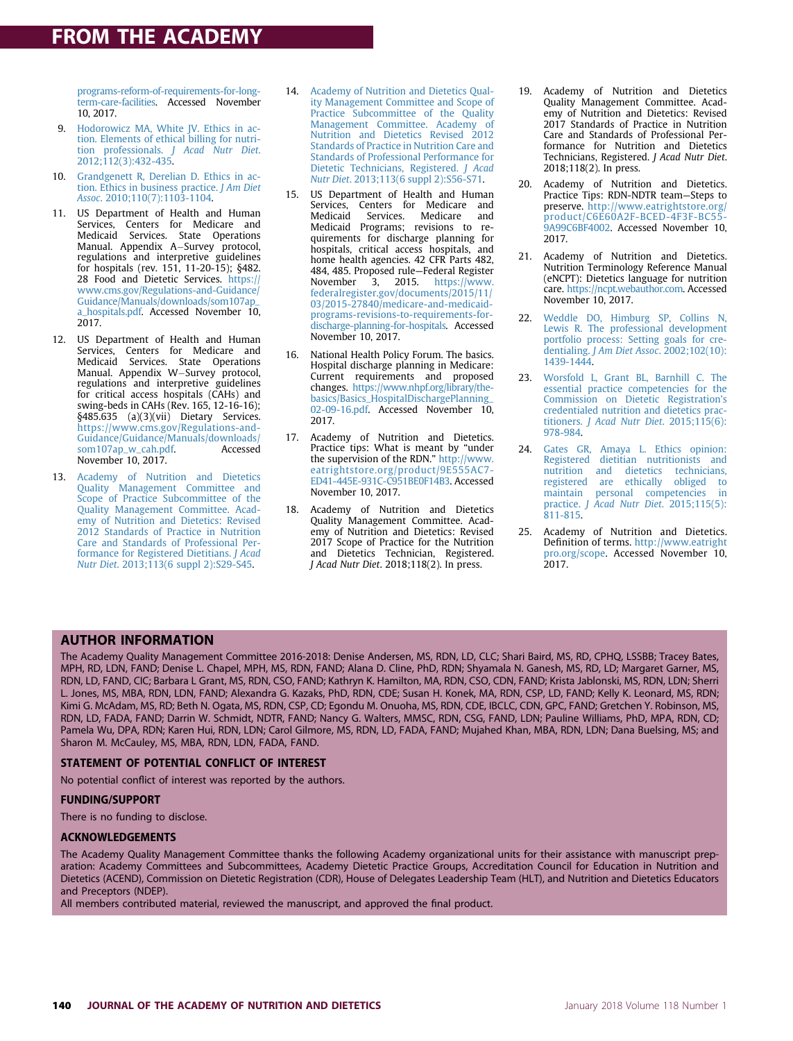programs-reform-of-requirements-for-long-term-care-facilities. Accessed November 10, 2017.

9. Hodorowicz MA, White JV. Ethics in action. Elements of ethical billing for nutrition professionals. *J Acad Nutr Diet*. 2012;112(3):432-435.
10. Grandgenett R, Derelian D. Ethics in action. Ethics in business practice. *J Am Diet Assoc*. 2010;110(7):1103-1104.
11. US Department of Health and Human Services, Centers for Medicare and Medicaid Services. State Operations Manual. Appendix A—Survey protocol, regulations and interpretive guidelines for hospitals (rev. 151, 11-20-15); §482.28 Food and Dietetic Services. https://www.cms.gov/Regulations-and-Guidance/Guidance/Manuals/downloads/som107ap_a_hospitals.pdf. Accessed November 10, 2017.
12. US Department of Health and Human Services, Centers for Medicare and Medicaid Services. State Operations Manual. Appendix W—Survey protocol, regulations and interpretive guidelines for critical access hospitals (CAHs) and swing-beds in CAHs (Rev. 165, 12-16-16); §485.635 (a)(3)(vii) Dietary Services. https://www.cms.gov/Regulations-and-Guidance/Guidance/Manuals/downloads/som107ap_w_cah.pdf. Accessed November 10, 2017.
13. Academy of Nutrition and Dietetics Quality Management Committee and Scope of Practice Subcommittee of the Quality Management Committee. Academy of Nutrition and Dietetics: Revised 2012 Standards of Practice in Nutrition Care and Standards of Professional Performance for Registered Dietitians. *J Acad Nutr Diet*. 2013;113(6 suppl 2):S29-S45.
14. Academy of Nutrition and Dietetics Quality Management Committee and Scope of Practice Subcommittee of the Quality Management Committee. Academy of Nutrition and Dietetics Revised 2012 Standards of Practice in Nutrition Care and Standards of Professional Performance for Dietetic Technicians, Registered. *J Acad Nutr Diet*. 2013;113(6 suppl 2):S56-S71.
15. US Department of Health and Human Services, Centers for Medicare and Medicaid Services. Medicare and Medicaid Programs; revisions to requirements for discharge planning for hospitals, critical access hospitals, and home health agencies. 42 CFR Parts 482, 484, 485. Proposed rule—Federal Register November 3, 2015. https://www.federalregister.gov/documents/2015/11/03/2015-27840/medicare-and-medicaid-programs-revisions-to-requirements-for-discharge-planning-for-hospitals. Accessed November 10, 2017.
16. National Health Policy Forum. The basics. Hospital discharge planning in Medicare: Current requirements and proposed changes. https://www.nhpf.org/library/the-basics/Basics_HospitalDischargePlanning_02-09-16.pdf. Accessed November 10, 2017.
17. Academy of Nutrition and Dietetics. Practice tips: What is meant by "under the supervision of the RDN." http://www.eatrightstore.org/product/9E555AC7-ED41-445E-931C-C951BE0F14B3. Accessed November 10, 2017.
18. Academy of Nutrition and Dietetics Quality Management Committee. Academy of Nutrition and Dietetics: Revised 2017 Scope of Practice for the Nutrition and Dietetics Technician, Registered. *J Acad Nutr Diet*. 2018;118(2). In press.
19. Academy of Nutrition and Dietetics Quality Management Committee. Academy of Nutrition and Dietetics: Revised 2017 Standards of Practice in Nutrition Care and Standards of Professional Performance for Nutrition and Dietetics Technicians, Registered. *J Acad Nutr Diet*. 2018;118(2). In press.
20. Academy of Nutrition and Dietetics. Practice Tips: RDN-NDTR team—Steps to preserve. http://www.eatrightstore.org/product/C6E60A2F-BCED-4F3F-BC55-9A99C6BF4002. Accessed November 10, 2017.
21. Academy of Nutrition and Dietetics. Nutrition Terminology Reference Manual (eNCPT): Dietetics language for nutrition care. https://ncpt.webauthor.com. Accessed November 10, 2017.
22. Weddle DO, Himburg SP, Collins N, Lewis R. The professional development portfolio process: Setting goals for credentialing. *J Am Diet Assoc*. 2002;102(10):1439-1444.
23. Worsfold L, Grant BL, Barnhill C. The essential practice competencies for the Commission on Dietetic Registration's credentialed nutrition and dietetics practitioners. *J Acad Nutr Diet*. 2015;115(6):978-984.
24. Gates GR, Amaya L. Ethics opinion: Registered dietitian nutritionists and nutrition and dietetics technicians, registered are ethically obliged to maintain personal competencies in practice. *J Acad Nutr Diet*. 2015;115(5):811-815.
25. Academy of Nutrition and Dietetics. Definition of terms. http://www.eatrightpro.org/scope. Accessed November 10, 2017.

## AUTHOR INFORMATION

The Academy Quality Management Committee 2016-2018: Denise Andersen, MS, RDN, LD, CLC; Shari Baird, MS, RD, CPHQ, LSSBB; Tracey Bates, MPH, RD, LDN, FAND; Denise L. Chapel, MPH, MS, RDN, FAND; Alana D. Cline, PhD, RDN; Shyamala N. Ganesh, MS, RD, LD; Margaret Garner, MS, RDN, LD, FAND, CIC; Barbara L Grant, MS, RDN, CSO, FAND; Kathryn K. Hamilton, MA, RDN, CSO, CDN, FAND; Krista Jablonski, MS, RDN, LDN; Sherri L. Jones, MS, MBA, RDN, LDN, FAND; Alexandra G. Kazaks, PhD, RDN, CDE; Susan H. Konek, MA, RDN, CSP, LD, FAND; Kelly K. Leonard, MS, RDN; Kimi G. McAdam, MS, RD; Beth N. Ogata, MS, RDN, CSP, CD; Egondu M. Onuoha, MS, RDN, CDE, IBCLC, CDN, GPC, FAND; Gretchen Y. Robinson, MS, RDN, LD, FADA, FAND; Darrin W. Schmidt, NDTR, FAND; Nancy G. Walters, MMSC, RDN, CSG, FAND, LDN; Pauline Williams, PhD, MPA, RDN, CD; Pamela Wu, DPA, RDN; Karen Hui, RDN, LDN; Carol Gilmore, MS, RDN, LD, FADA, FAND; Mujahed Khan, MBA, RDN, LDN; Dana Buelsing, MS; and Sharon M. McCauley, MS, MBA, RDN, LDN, FADA, FAND.

### STATEMENT OF POTENTIAL CONFLICT OF INTEREST

No potential conflict of interest was reported by the authors.

### FUNDING/SUPPORT

There is no funding to disclose.

### ACKNOWLEDGEMENTS

The Academy Quality Management Committee thanks the following Academy organizational units for their assistance with manuscript preparation: Academy Committees and Subcommittees, Academy Dietetic Practice Groups, Accreditation Council for Education in Nutrition and Dietetics (ACEND), Commission on Dietetic Registration (CDR), House of Delegates Leadership Team (HLT), and Nutrition and Dietetics Educators and Preceptors (NDEP).

All members contributed material, reviewed the manuscript, and approved the final product.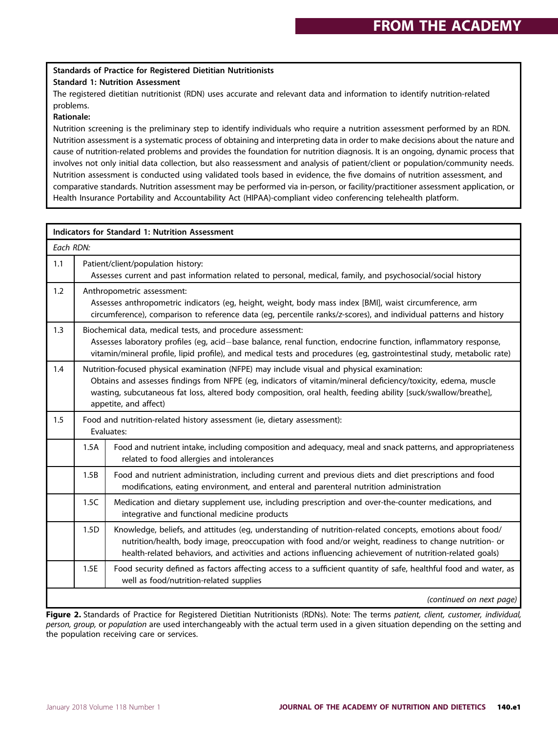**Standards of Practice for Registered Dietitian Nutritionists**

**Standard 1: Nutrition Assessment**

The registered dietitian nutritionist (RDN) uses accurate and relevant data and information to identify nutrition-related problems.

**Rationale:**

Nutrition screening is the preliminary step to identify individuals who require a nutrition assessment performed by an RDN. Nutrition assessment is a systematic process of obtaining and interpreting data in order to make decisions about the nature and cause of nutrition-related problems and provides the foundation for nutrition diagnosis. It is an ongoing, dynamic process that involves not only initial data collection, but also reassessment and analysis of patient/client or population/community needs. Nutrition assessment is conducted using validated tools based in evidence, the five domains of nutrition assessment, and comparative standards. Nutrition assessment may be performed via in-person, or facility/practitioner assessment application, or Health Insurance Portability and Accountability Act (HIPAA)-compliant video conferencing telehealth platform.

| **Indicators for Standard 1: Nutrition Assessment** | | |
|---|---|---|
| *Each RDN:* | | |
| 1.1 | Patient/client/population history: Assesses current and past information related to personal, medical, family, and psychosocial/social history | |
| 1.2 | Anthropometric assessment: Assesses anthropometric indicators (eg, height, weight, body mass index [BMI], waist circumference, arm circumference), comparison to reference data (eg, percentile ranks/z-scores), and individual patterns and history | |
| 1.3 | Biochemical data, medical tests, and procedure assessment: Assesses laboratory profiles (eg, acid−base balance, renal function, endocrine function, inflammatory response, vitamin/mineral profile, lipid profile), and medical tests and procedures (eg, gastrointestinal study, metabolic rate) | |
| 1.4 | Nutrition-focused physical examination (NFPE) may include visual and physical examination: Obtains and assesses findings from NFPE (eg, indicators of vitamin/mineral deficiency/toxicity, edema, muscle wasting, subcutaneous fat loss, altered body composition, oral health, feeding ability [suck/swallow/breathe], appetite, and affect) | |
| 1.5 | Food and nutrition-related history assessment (ie, dietary assessment): Evaluates: | |
| | 1.5A | Food and nutrient intake, including composition and adequacy, meal and snack patterns, and appropriateness related to food allergies and intolerances |
| | 1.5B | Food and nutrient administration, including current and previous diets and diet prescriptions and food modifications, eating environment, and enteral and parenteral nutrition administration |
| | 1.5C | Medication and dietary supplement use, including prescription and over-the-counter medications, and integrative and functional medicine products |
| | 1.5D | Knowledge, beliefs, and attitudes (eg, understanding of nutrition-related concepts, emotions about food/nutrition/health, body image, preoccupation with food and/or weight, readiness to change nutrition- or health-related behaviors, and activities and actions influencing achievement of nutrition-related goals) |
| | 1.5E | Food security defined as factors affecting access to a sufficient quantity of safe, healthful food and water, as well as food/nutrition-related supplies |
| *(continued on next page)* | | |

**Figure 2.** Standards of Practice for Registered Dietitian Nutritionists (RDNs). Note: The terms *patient, client, customer, individual, person, group,* or *population* are used interchangeably with the actual term used in a given situation depending on the setting and the population receiving care or services.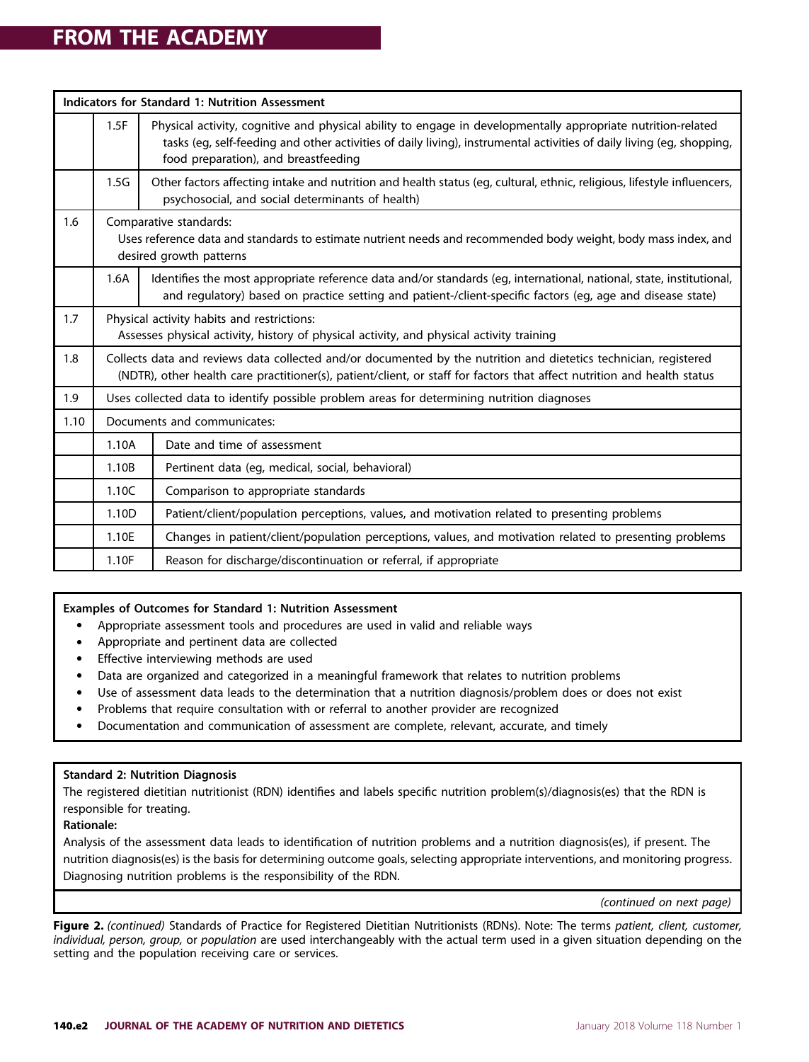| Indicators for Standard 1: Nutrition Assessment | | |
|---|---|---|
| | 1.5F | Physical activity, cognitive and physical ability to engage in developmentally appropriate nutrition-related tasks (eg, self-feeding and other activities of daily living), instrumental activities of daily living (eg, shopping, food preparation), and breastfeeding |
| | 1.5G | Other factors affecting intake and nutrition and health status (eg, cultural, ethnic, religious, lifestyle influencers, psychosocial, and social determinants of health) |
| 1.6 | Comparative standards: Uses reference data and standards to estimate nutrient needs and recommended body weight, body mass index, and desired growth patterns | |
| | 1.6A | Identifies the most appropriate reference data and/or standards (eg, international, national, state, institutional, and regulatory) based on practice setting and patient-/client-specific factors (eg, age and disease state) |
| 1.7 | Physical activity habits and restrictions: Assesses physical activity, history of physical activity, and physical activity training | |
| 1.8 | Collects data and reviews data collected and/or documented by the nutrition and dietetics technician, registered (NDTR), other health care practitioner(s), patient/client, or staff for factors that affect nutrition and health status | |
| 1.9 | Uses collected data to identify possible problem areas for determining nutrition diagnoses | |
| 1.10 | Documents and communicates: | |
| | 1.10A | Date and time of assessment |
| | 1.10B | Pertinent data (eg, medical, social, behavioral) |
| | 1.10C | Comparison to appropriate standards |
| | 1.10D | Patient/client/population perceptions, values, and motivation related to presenting problems |
| | 1.10E | Changes in patient/client/population perceptions, values, and motivation related to presenting problems |
| | 1.10F | Reason for discharge/discontinuation or referral, if appropriate |

**Examples of Outcomes for Standard 1: Nutrition Assessment**

- Appropriate assessment tools and procedures are used in valid and reliable ways
- Appropriate and pertinent data are collected
- Effective interviewing methods are used
- Data are organized and categorized in a meaningful framework that relates to nutrition problems
- Use of assessment data leads to the determination that a nutrition diagnosis/problem does or does not exist
- Problems that require consultation with or referral to another provider are recognized
- Documentation and communication of assessment are complete, relevant, accurate, and timely

**Standard 2: Nutrition Diagnosis**

The registered dietitian nutritionist (RDN) identifies and labels specific nutrition problem(s)/diagnosis(es) that the RDN is responsible for treating.

**Rationale:**

Analysis of the assessment data leads to identification of nutrition problems and a nutrition diagnosis(es), if present. The nutrition diagnosis(es) is the basis for determining outcome goals, selecting appropriate interventions, and monitoring progress. Diagnosing nutrition problems is the responsibility of the RDN.

*(continued on next page)*

**Figure 2.** *(continued)* Standards of Practice for Registered Dietitian Nutritionists (RDNs). Note: The terms *patient, client, customer, individual, person, group,* or *population* are used interchangeably with the actual term used in a given situation depending on the setting and the population receiving care or services.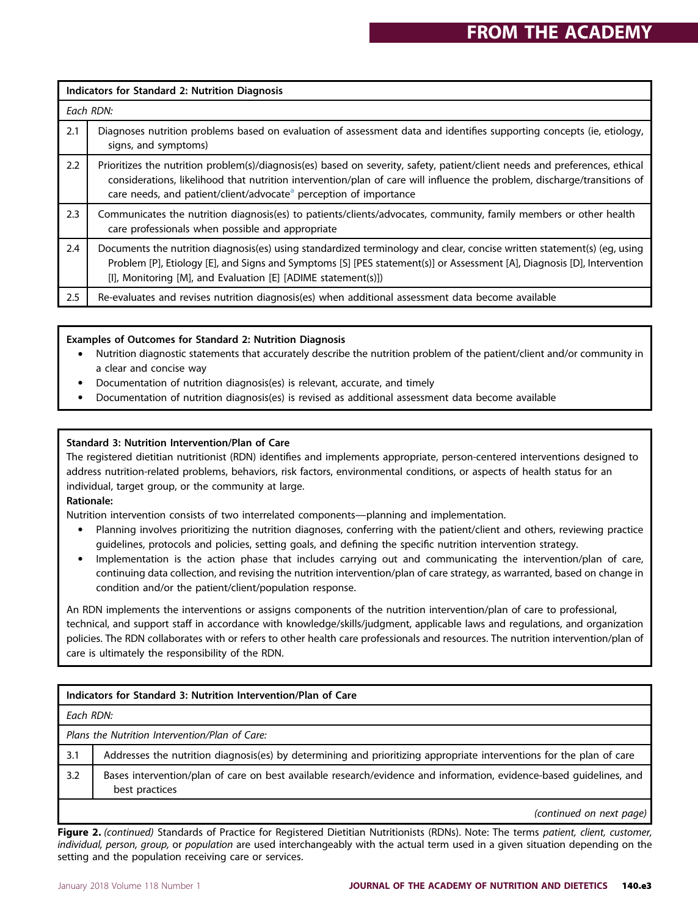| Indicators for Standard 2: Nutrition Diagnosis | |
|---|---|
| *Each RDN:* | |
| 2.1 | Diagnoses nutrition problems based on evaluation of assessment data and identifies supporting concepts (ie, etiology, signs, and symptoms) |
| 2.2 | Prioritizes the nutrition problem(s)/diagnosis(es) based on severity, safety, patient/client needs and preferences, ethical considerations, likelihood that nutrition intervention/plan of care will influence the problem, discharge/transitions of care needs, and patient/client/advocate[a] perception of importance |
| 2.3 | Communicates the nutrition diagnosis(es) to patients/clients/advocates, community, family members or other health care professionals when possible and appropriate |
| 2.4 | Documents the nutrition diagnosis(es) using standardized terminology and clear, concise written statement(s) (eg, using Problem [P], Etiology [E], and Signs and Symptoms [S] [PES statement(s)] or Assessment [A], Diagnosis [D], Intervention [I], Monitoring [M], and Evaluation [E] [ADIME statement(s)]) |
| 2.5 | Re-evaluates and revises nutrition diagnosis(es) when additional assessment data become available |

**Examples of Outcomes for Standard 2: Nutrition Diagnosis**

- Nutrition diagnostic statements that accurately describe the nutrition problem of the patient/client and/or community in a clear and concise way
- Documentation of nutrition diagnosis(es) is relevant, accurate, and timely
- Documentation of nutrition diagnosis(es) is revised as additional assessment data become available

**Standard 3: Nutrition Intervention/Plan of Care**

The registered dietitian nutritionist (RDN) identifies and implements appropriate, person-centered interventions designed to address nutrition-related problems, behaviors, risk factors, environmental conditions, or aspects of health status for an individual, target group, or the community at large.

**Rationale:**

Nutrition intervention consists of two interrelated components—planning and implementation.

- Planning involves prioritizing the nutrition diagnoses, conferring with the patient/client and others, reviewing practice guidelines, protocols and policies, setting goals, and defining the specific nutrition intervention strategy.
- Implementation is the action phase that includes carrying out and communicating the intervention/plan of care, continuing data collection, and revising the nutrition intervention/plan of care strategy, as warranted, based on change in condition and/or the patient/client/population response.

An RDN implements the interventions or assigns components of the nutrition intervention/plan of care to professional, technical, and support staff in accordance with knowledge/skills/judgment, applicable laws and regulations, and organization policies. The RDN collaborates with or refers to other health care professionals and resources. The nutrition intervention/plan of care is ultimately the responsibility of the RDN.

| Indicators for Standard 3: Nutrition Intervention/Plan of Care | |
|---|---|
| *Each RDN:* | |
| *Plans the Nutrition Intervention/Plan of Care:* | |
| 3.1 | Addresses the nutrition diagnosis(es) by determining and prioritizing appropriate interventions for the plan of care |
| 3.2 | Bases intervention/plan of care on best available research/evidence and information, evidence-based guidelines, and best practices |
| | *(continued on next page)* |

**Figure 2.** *(continued)* Standards of Practice for Registered Dietitian Nutritionists (RDNs). Note: The terms *patient, client, customer, individual, person, group,* or *population* are used interchangeably with the actual term used in a given situation depending on the setting and the population receiving care or services.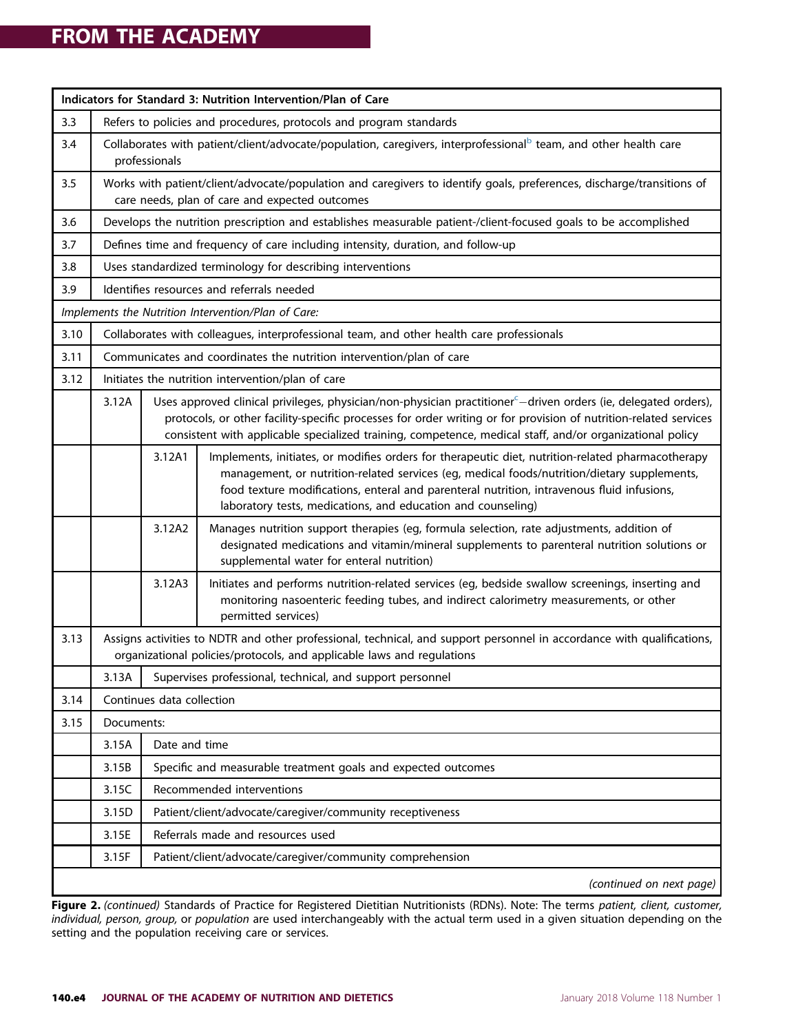| Indicators for Standard 3: Nutrition Intervention/Plan of Care | | | |
|---|---|---|---|
| 3.3 | Refers to policies and procedures, protocols and program standards | | |
| 3.4 | Collaborates with patient/client/advocate/population, caregivers, interprofessional[b] team, and other health care professionals | | |
| 3.5 | Works with patient/client/advocate/population and caregivers to identify goals, preferences, discharge/transitions of care needs, plan of care and expected outcomes | | |
| 3.6 | Develops the nutrition prescription and establishes measurable patient-/client-focused goals to be accomplished | | |
| 3.7 | Defines time and frequency of care including intensity, duration, and follow-up | | |
| 3.8 | Uses standardized terminology for describing interventions | | |
| 3.9 | Identifies resources and referrals needed | | |
| *Implements the Nutrition Intervention/Plan of Care:* | | | |
| 3.10 | Collaborates with colleagues, interprofessional team, and other health care professionals | | |
| 3.11 | Communicates and coordinates the nutrition intervention/plan of care | | |
| 3.12 | Initiates the nutrition intervention/plan of care | | |
| | 3.12A | Uses approved clinical privileges, physician/non-physician practitioner[c]—driven orders (ie, delegated orders), protocols, or other facility-specific processes for order writing or for provision of nutrition-related services consistent with applicable specialized training, competence, medical staff, and/or organizational policy | |
| | | 3.12A1 | Implements, initiates, or modifies orders for therapeutic diet, nutrition-related pharmacotherapy management, or nutrition-related services (eg, medical foods/nutrition/dietary supplements, food texture modifications, enteral and parenteral nutrition, intravenous fluid infusions, laboratory tests, medications, and education and counseling) |
| | | 3.12A2 | Manages nutrition support therapies (eg, formula selection, rate adjustments, addition of designated medications and vitamin/mineral supplements to parenteral nutrition solutions or supplemental water for enteral nutrition) |
| | | 3.12A3 | Initiates and performs nutrition-related services (eg, bedside swallow screenings, inserting and monitoring nasoenteric feeding tubes, and indirect calorimetry measurements, or other permitted services) |
| 3.13 | Assigns activities to NDTR and other professional, technical, and support personnel in accordance with qualifications, organizational policies/protocols, and applicable laws and regulations | | |
| | 3.13A | Supervises professional, technical, and support personnel | |
| 3.14 | Continues data collection | | |
| 3.15 | Documents: | | |
| | 3.15A | Date and time | |
| | 3.15B | Specific and measurable treatment goals and expected outcomes | |
| | 3.15C | Recommended interventions | |
| | 3.15D | Patient/client/advocate/caregiver/community receptiveness | |
| | 3.15E | Referrals made and resources used | |
| | 3.15F | Patient/client/advocate/caregiver/community comprehension | |
| *(continued on next page)* | | | |

**Figure 2.** *(continued)* Standards of Practice for Registered Dietitian Nutritionists (RDNs). Note: The terms *patient, client, customer, individual, person, group,* or *population* are used interchangeably with the actual term used in a given situation depending on the setting and the population receiving care or services.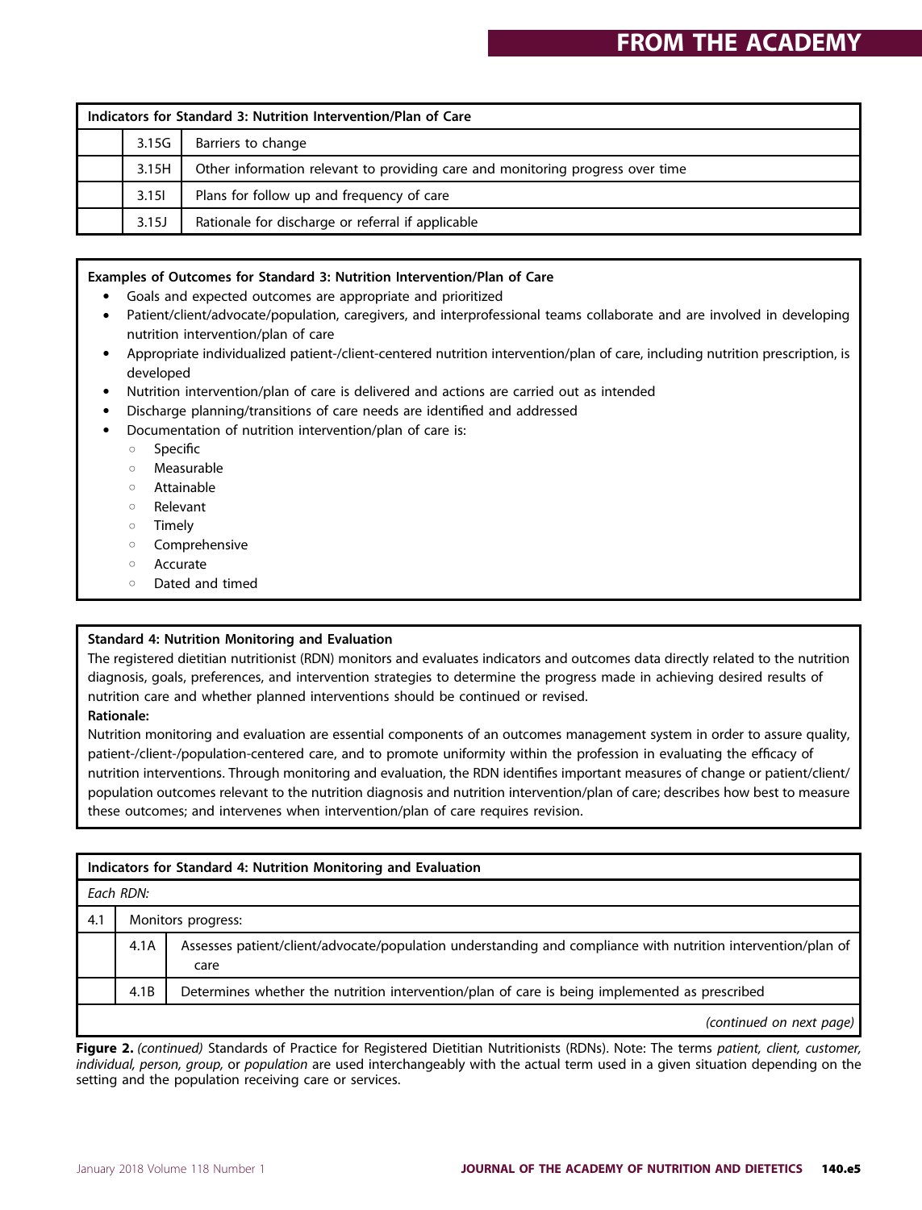| Indicators for Standard 3: Nutrition Intervention/Plan of Care | | |
|---|---|---|
| | 3.15G | Barriers to change |
| | 3.15H | Other information relevant to providing care and monitoring progress over time |
| | 3.15I | Plans for follow up and frequency of care |
| | 3.15J | Rationale for discharge or referral if applicable |

**Examples of Outcomes for Standard 3: Nutrition Intervention/Plan of Care**

- Goals and expected outcomes are appropriate and prioritized
- Patient/client/advocate/population, caregivers, and interprofessional teams collaborate and are involved in developing nutrition intervention/plan of care
- Appropriate individualized patient-/client-centered nutrition intervention/plan of care, including nutrition prescription, is developed
- Nutrition intervention/plan of care is delivered and actions are carried out as intended
- Discharge planning/transitions of care needs are identified and addressed
- Documentation of nutrition intervention/plan of care is:
  - Specific
  - Measurable
  - Attainable
  - Relevant
  - Timely
  - Comprehensive
  - Accurate
  - Dated and timed

**Standard 4: Nutrition Monitoring and Evaluation**

The registered dietitian nutritionist (RDN) monitors and evaluates indicators and outcomes data directly related to the nutrition diagnosis, goals, preferences, and intervention strategies to determine the progress made in achieving desired results of nutrition care and whether planned interventions should be continued or revised.

**Rationale:**

Nutrition monitoring and evaluation are essential components of an outcomes management system in order to assure quality, patient-/client-/population-centered care, and to promote uniformity within the profession in evaluating the efficacy of nutrition interventions. Through monitoring and evaluation, the RDN identifies important measures of change or patient/client/population outcomes relevant to the nutrition diagnosis and nutrition intervention/plan of care; describes how best to measure these outcomes; and intervenes when intervention/plan of care requires revision.

| Indicators for Standard 4: Nutrition Monitoring and Evaluation | | |
|---|---|---|
| *Each RDN:* | | |
| 4.1 | Monitors progress: | |
| | 4.1A | Assesses patient/client/advocate/population understanding and compliance with nutrition intervention/plan of care |
| | 4.1B | Determines whether the nutrition intervention/plan of care is being implemented as prescribed |
| | | *(continued on next page)* |

**Figure 2.** *(continued)* Standards of Practice for Registered Dietitian Nutritionists (RDNs). Note: The terms *patient, client, customer, individual, person, group,* or *population* are used interchangeably with the actual term used in a given situation depending on the setting and the population receiving care or services.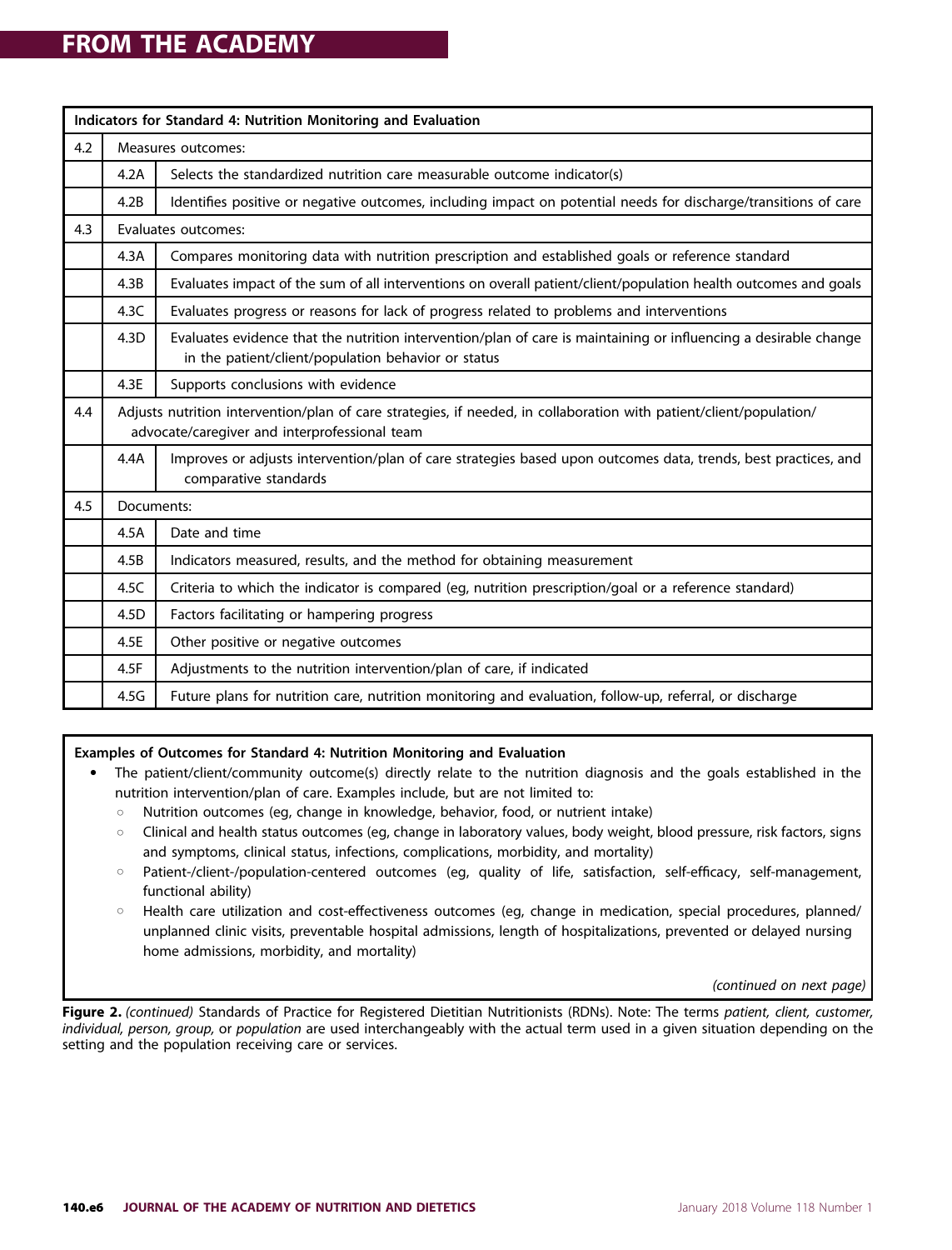| Indicators for Standard 4: Nutrition Monitoring and Evaluation | | |
|---|---|---|
| 4.2 | Measures outcomes: | |
| | 4.2A | Selects the standardized nutrition care measurable outcome indicator(s) |
| | 4.2B | Identifies positive or negative outcomes, including impact on potential needs for discharge/transitions of care |
| 4.3 | Evaluates outcomes: | |
| | 4.3A | Compares monitoring data with nutrition prescription and established goals or reference standard |
| | 4.3B | Evaluates impact of the sum of all interventions on overall patient/client/population health outcomes and goals |
| | 4.3C | Evaluates progress or reasons for lack of progress related to problems and interventions |
| | 4.3D | Evaluates evidence that the nutrition intervention/plan of care is maintaining or influencing a desirable change in the patient/client/population behavior or status |
| | 4.3E | Supports conclusions with evidence |
| 4.4 | Adjusts nutrition intervention/plan of care strategies, if needed, in collaboration with patient/client/population/advocate/caregiver and interprofessional team | |
| | 4.4A | Improves or adjusts intervention/plan of care strategies based upon outcomes data, trends, best practices, and comparative standards |
| 4.5 | Documents: | |
| | 4.5A | Date and time |
| | 4.5B | Indicators measured, results, and the method for obtaining measurement |
| | 4.5C | Criteria to which the indicator is compared (eg, nutrition prescription/goal or a reference standard) |
| | 4.5D | Factors facilitating or hampering progress |
| | 4.5E | Other positive or negative outcomes |
| | 4.5F | Adjustments to the nutrition intervention/plan of care, if indicated |
| | 4.5G | Future plans for nutrition care, nutrition monitoring and evaluation, follow-up, referral, or discharge |

**Examples of Outcomes for Standard 4: Nutrition Monitoring and Evaluation**

- The patient/client/community outcome(s) directly relate to the nutrition diagnosis and the goals established in the nutrition intervention/plan of care. Examples include, but are not limited to:
  - Nutrition outcomes (eg, change in knowledge, behavior, food, or nutrient intake)
  - Clinical and health status outcomes (eg, change in laboratory values, body weight, blood pressure, risk factors, signs and symptoms, clinical status, infections, complications, morbidity, and mortality)
  - Patient-/client-/population-centered outcomes (eg, quality of life, satisfaction, self-efficacy, self-management, functional ability)
  - Health care utilization and cost-effectiveness outcomes (eg, change in medication, special procedures, planned/unplanned clinic visits, preventable hospital admissions, length of hospitalizations, prevented or delayed nursing home admissions, morbidity, and mortality)

*(continued on next page)*

**Figure 2.** *(continued)* Standards of Practice for Registered Dietitian Nutritionists (RDNs). Note: The terms *patient, client, customer, individual, person, group,* or *population* are used interchangeably with the actual term used in a given situation depending on the setting and the population receiving care or services.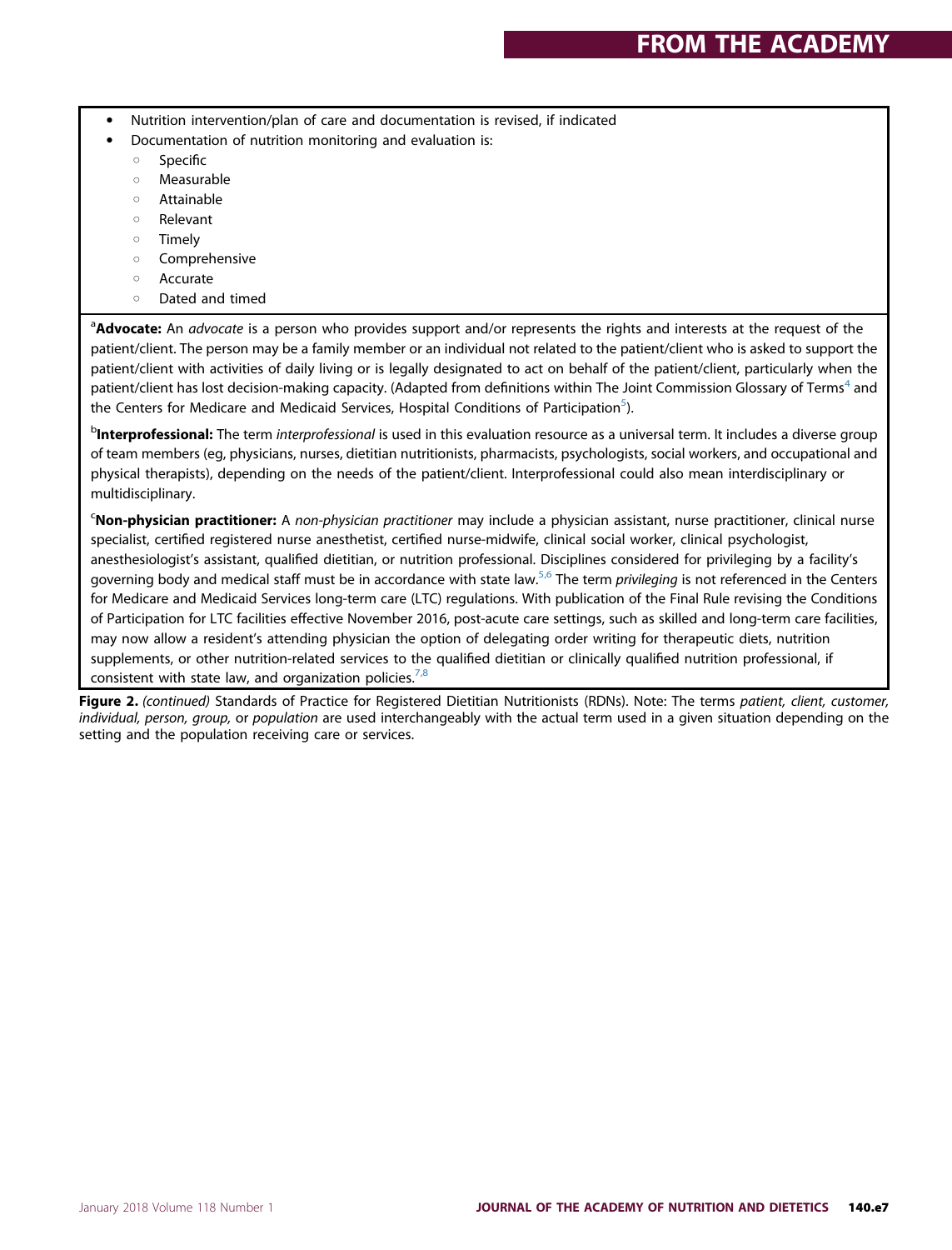- Nutrition intervention/plan of care and documentation is revised, if indicated
- Documentation of nutrition monitoring and evaluation is:
  - Specific
  - Measurable
  - Attainable
  - Relevant
  - Timely
  - Comprehensive
  - Accurate
  - Dated and timed

[a]**Advocate:** An *advocate* is a person who provides support and/or represents the rights and interests at the request of the patient/client. The person may be a family member or an individual not related to the patient/client who is asked to support the patient/client with activities of daily living or is legally designated to act on behalf of the patient/client, particularly when the patient/client has lost decision-making capacity. (Adapted from definitions within The Joint Commission Glossary of Terms[4] and the Centers for Medicare and Medicaid Services, Hospital Conditions of Participation[5]).

[b]**Interprofessional:** The term *interprofessional* is used in this evaluation resource as a universal term. It includes a diverse group of team members (eg, physicians, nurses, dietitian nutritionists, pharmacists, psychologists, social workers, and occupational and physical therapists), depending on the needs of the patient/client. Interprofessional could also mean interdisciplinary or multidisciplinary.

[c]**Non-physician practitioner:** A *non-physician practitioner* may include a physician assistant, nurse practitioner, clinical nurse specialist, certified registered nurse anesthetist, certified nurse-midwife, clinical social worker, clinical psychologist, anesthesiologist's assistant, qualified dietitian, or nutrition professional. Disciplines considered for privileging by a facility's governing body and medical staff must be in accordance with state law.[5,6] The term *privileging* is not referenced in the Centers for Medicare and Medicaid Services long-term care (LTC) regulations. With publication of the Final Rule revising the Conditions of Participation for LTC facilities effective November 2016, post-acute care settings, such as skilled and long-term care facilities, may now allow a resident's attending physician the option of delegating order writing for therapeutic diets, nutrition supplements, or other nutrition-related services to the qualified dietitian or clinically qualified nutrition professional, if consistent with state law, and organization policies.[7,8]

**Figure 2.** *(continued)* Standards of Practice for Registered Dietitian Nutritionists (RDNs). Note: The terms *patient, client, customer, individual, person, group,* or *population* are used interchangeably with the actual term used in a given situation depending on the setting and the population receiving care or services.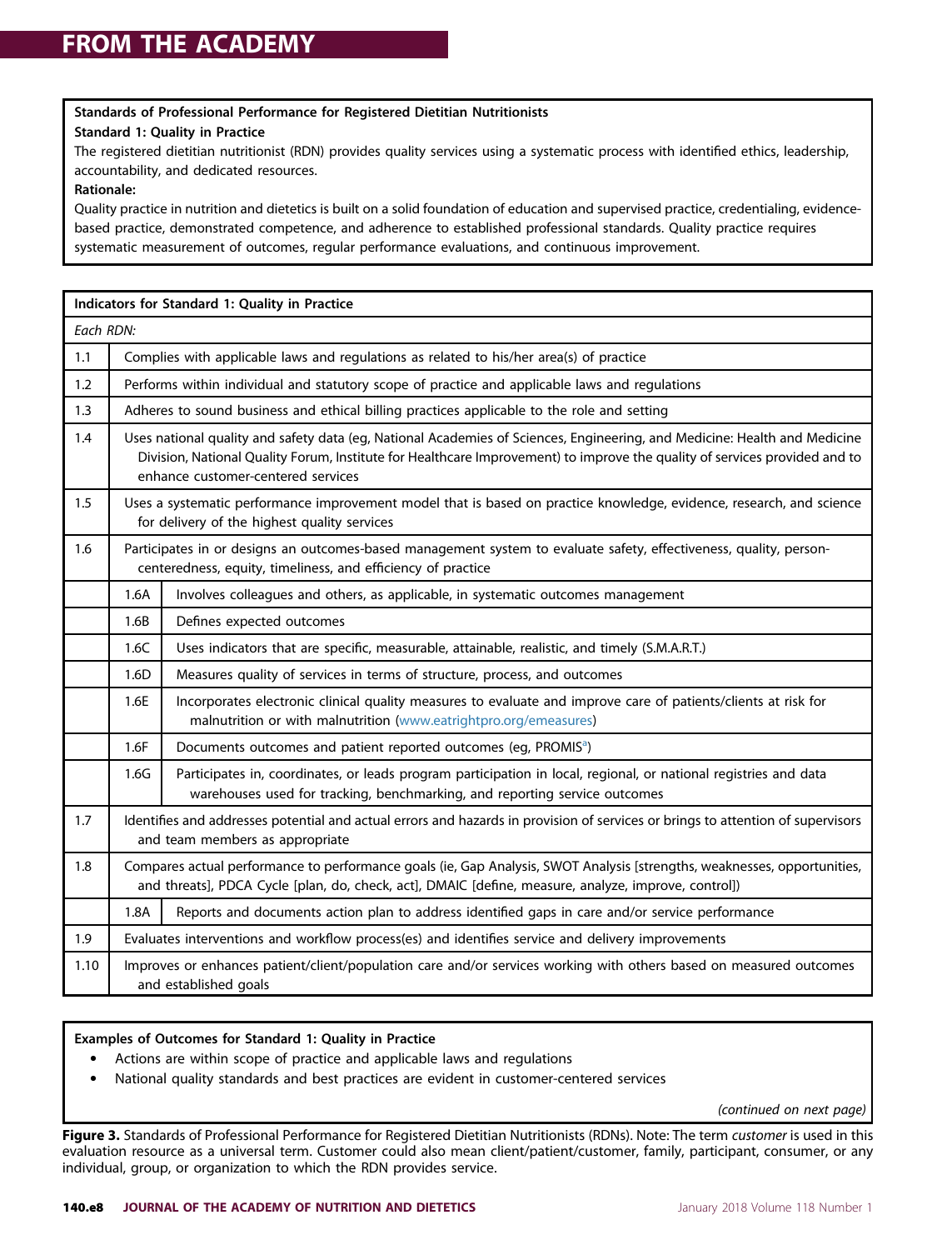**Standards of Professional Performance for Registered Dietitian Nutritionists**

**Standard 1: Quality in Practice**

The registered dietitian nutritionist (RDN) provides quality services using a systematic process with identified ethics, leadership, accountability, and dedicated resources.

**Rationale:**

Quality practice in nutrition and dietetics is built on a solid foundation of education and supervised practice, credentialing, evidence-based practice, demonstrated competence, and adherence to established professional standards. Quality practice requires systematic measurement of outcomes, regular performance evaluations, and continuous improvement.

| **Indicators for Standard 1: Quality in Practice** | | |
|---|---|---|
| *Each RDN:* | | |
| 1.1 | Complies with applicable laws and regulations as related to his/her area(s) of practice | |
| 1.2 | Performs within individual and statutory scope of practice and applicable laws and regulations | |
| 1.3 | Adheres to sound business and ethical billing practices applicable to the role and setting | |
| 1.4 | Uses national quality and safety data (eg, National Academies of Sciences, Engineering, and Medicine: Health and Medicine Division, National Quality Forum, Institute for Healthcare Improvement) to improve the quality of services provided and to enhance customer-centered services | |
| 1.5 | Uses a systematic performance improvement model that is based on practice knowledge, evidence, research, and science for delivery of the highest quality services | |
| 1.6 | Participates in or designs an outcomes-based management system to evaluate safety, effectiveness, quality, person-centeredness, equity, timeliness, and efficiency of practice | |
| | 1.6A | Involves colleagues and others, as applicable, in systematic outcomes management |
| | 1.6B | Defines expected outcomes |
| | 1.6C | Uses indicators that are specific, measurable, attainable, realistic, and timely (S.M.A.R.T.) |
| | 1.6D | Measures quality of services in terms of structure, process, and outcomes |
| | 1.6E | Incorporates electronic clinical quality measures to evaluate and improve care of patients/clients at risk for malnutrition or with malnutrition (www.eatrightpro.org/emeasures) |
| | 1.6F | Documents outcomes and patient reported outcomes (eg, PROMIS[a]) |
| | 1.6G | Participates in, coordinates, or leads program participation in local, regional, or national registries and data warehouses used for tracking, benchmarking, and reporting service outcomes |
| 1.7 | Identifies and addresses potential and actual errors and hazards in provision of services or brings to attention of supervisors and team members as appropriate | |
| 1.8 | Compares actual performance to performance goals (ie, Gap Analysis, SWOT Analysis [strengths, weaknesses, opportunities, and threats], PDCA Cycle [plan, do, check, act], DMAIC [define, measure, analyze, improve, control]) | |
| | 1.8A | Reports and documents action plan to address identified gaps in care and/or service performance |
| 1.9 | Evaluates interventions and workflow process(es) and identifies service and delivery improvements | |
| 1.10 | Improves or enhances patient/client/population care and/or services working with others based on measured outcomes and established goals | |

**Examples of Outcomes for Standard 1: Quality in Practice**

- Actions are within scope of practice and applicable laws and regulations
- National quality standards and best practices are evident in customer-centered services

*(continued on next page)*

**Figure 3.** Standards of Professional Performance for Registered Dietitian Nutritionists (RDNs). Note: The term *customer* is used in this evaluation resource as a universal term. Customer could also mean client/patient/customer, family, participant, consumer, or any individual, group, or organization to which the RDN provides service.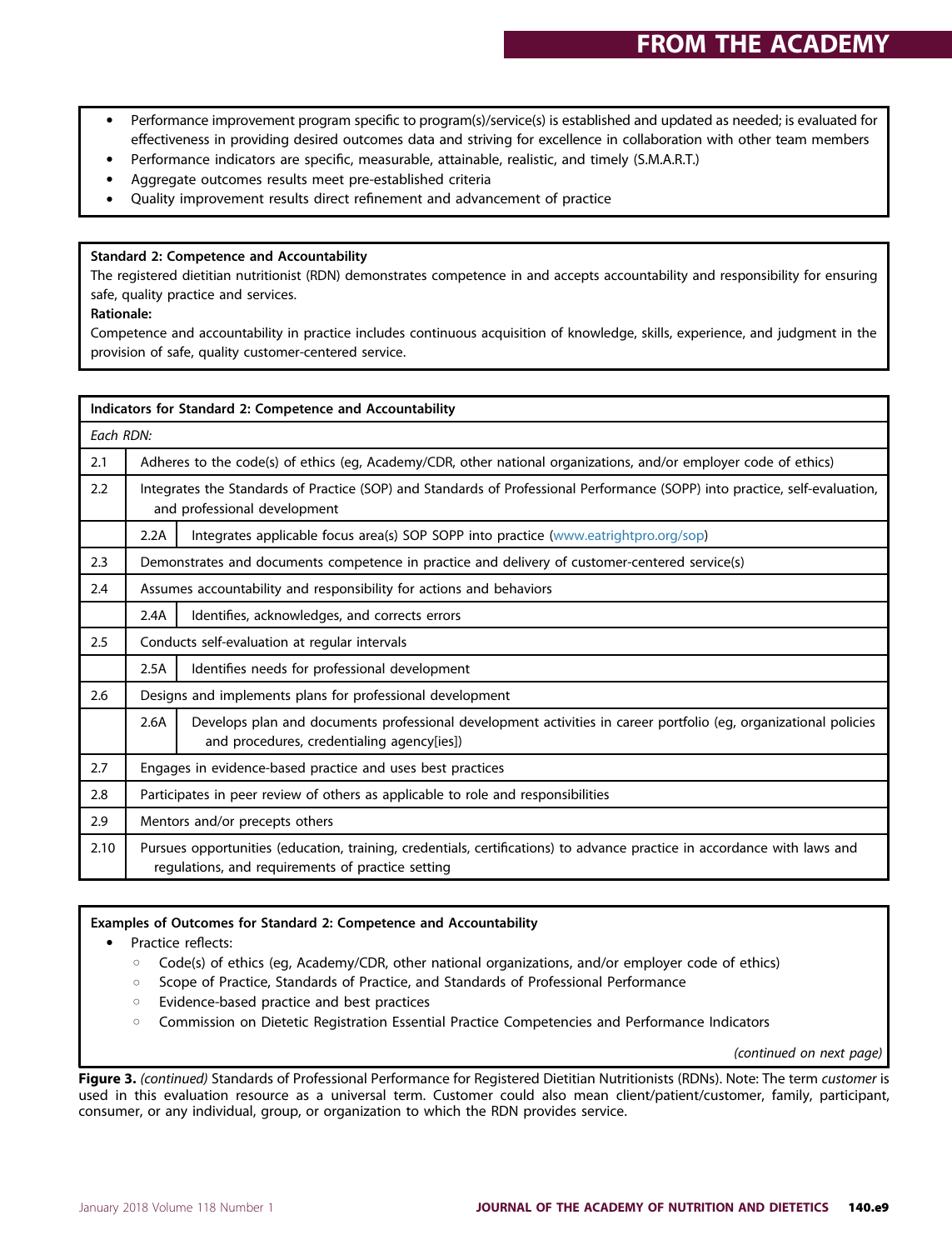- Performance improvement program specific to program(s)/service(s) is established and updated as needed; is evaluated for effectiveness in providing desired outcomes data and striving for excellence in collaboration with other team members
- Performance indicators are specific, measurable, attainable, realistic, and timely (S.M.A.R.T.)
- Aggregate outcomes results meet pre-established criteria
- Quality improvement results direct refinement and advancement of practice

**Standard 2: Competence and Accountability**

The registered dietitian nutritionist (RDN) demonstrates competence in and accepts accountability and responsibility for ensuring safe, quality practice and services.

**Rationale:**

Competence and accountability in practice includes continuous acquisition of knowledge, skills, experience, and judgment in the provision of safe, quality customer-centered service.

| **Indicators for Standard 2: Competence and Accountability** | | |
|---|---|---|
| *Each RDN:* | | |
| 2.1 | Adheres to the code(s) of ethics (eg, Academy/CDR, other national organizations, and/or employer code of ethics) | |
| 2.2 | Integrates the Standards of Practice (SOP) and Standards of Professional Performance (SOPP) into practice, self-evaluation, and professional development | |
| | 2.2A | Integrates applicable focus area(s) SOP SOPP into practice (www.eatrightpro.org/sop) |
| 2.3 | Demonstrates and documents competence in practice and delivery of customer-centered service(s) | |
| 2.4 | Assumes accountability and responsibility for actions and behaviors | |
| | 2.4A | Identifies, acknowledges, and corrects errors |
| 2.5 | Conducts self-evaluation at regular intervals | |
| | 2.5A | Identifies needs for professional development |
| 2.6 | Designs and implements plans for professional development | |
| | 2.6A | Develops plan and documents professional development activities in career portfolio (eg, organizational policies and procedures, credentialing agency[ies]) |
| 2.7 | Engages in evidence-based practice and uses best practices | |
| 2.8 | Participates in peer review of others as applicable to role and responsibilities | |
| 2.9 | Mentors and/or precepts others | |
| 2.10 | Pursues opportunities (education, training, credentials, certifications) to advance practice in accordance with laws and regulations, and requirements of practice setting | |

**Examples of Outcomes for Standard 2: Competence and Accountability**

- Practice reflects:
  - Code(s) of ethics (eg, Academy/CDR, other national organizations, and/or employer code of ethics)
  - Scope of Practice, Standards of Practice, and Standards of Professional Performance
  - Evidence-based practice and best practices
  - Commission on Dietetic Registration Essential Practice Competencies and Performance Indicators

*(continued on next page)*

**Figure 3.** *(continued)* Standards of Professional Performance for Registered Dietitian Nutritionists (RDNs). Note: The term *customer* is used in this evaluation resource as a universal term. Customer could also mean client/patient/customer, family, participant, consumer, or any individual, group, or organization to which the RDN provides service.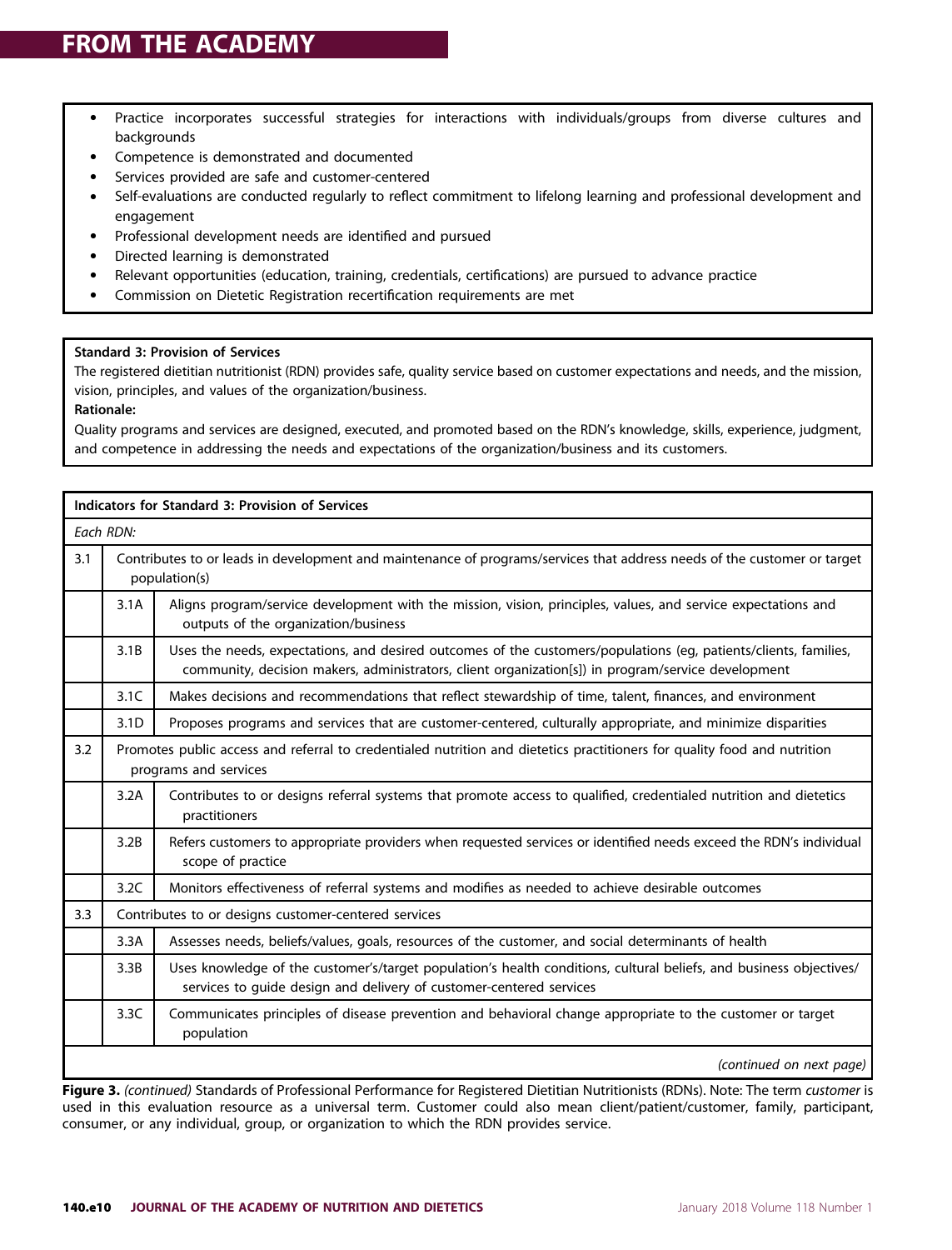- Practice incorporates successful strategies for interactions with individuals/groups from diverse cultures and backgrounds
- Competence is demonstrated and documented
- Services provided are safe and customer-centered
- Self-evaluations are conducted regularly to reflect commitment to lifelong learning and professional development and engagement
- Professional development needs are identified and pursued
- Directed learning is demonstrated
- Relevant opportunities (education, training, credentials, certifications) are pursued to advance practice
- Commission on Dietetic Registration recertification requirements are met

**Standard 3: Provision of Services**

The registered dietitian nutritionist (RDN) provides safe, quality service based on customer expectations and needs, and the mission, vision, principles, and values of the organization/business.

**Rationale:**

Quality programs and services are designed, executed, and promoted based on the RDN's knowledge, skills, experience, judgment, and competence in addressing the needs and expectations of the organization/business and its customers.

| **Indicators for Standard 3: Provision of Services** | | |
|---|---|---|
| *Each RDN:* | | |
| 3.1 | Contributes to or leads in development and maintenance of programs/services that address needs of the customer or target population(s) | |
| | 3.1A | Aligns program/service development with the mission, vision, principles, values, and service expectations and outputs of the organization/business |
| | 3.1B | Uses the needs, expectations, and desired outcomes of the customers/populations (eg, patients/clients, families, community, decision makers, administrators, client organization[s]) in program/service development |
| | 3.1C | Makes decisions and recommendations that reflect stewardship of time, talent, finances, and environment |
| | 3.1D | Proposes programs and services that are customer-centered, culturally appropriate, and minimize disparities |
| 3.2 | Promotes public access and referral to credentialed nutrition and dietetics practitioners for quality food and nutrition programs and services | |
| | 3.2A | Contributes to or designs referral systems that promote access to qualified, credentialed nutrition and dietetics practitioners |
| | 3.2B | Refers customers to appropriate providers when requested services or identified needs exceed the RDN's individual scope of practice |
| | 3.2C | Monitors effectiveness of referral systems and modifies as needed to achieve desirable outcomes |
| 3.3 | Contributes to or designs customer-centered services | |
| | 3.3A | Assesses needs, beliefs/values, goals, resources of the customer, and social determinants of health |
| | 3.3B | Uses knowledge of the customer's/target population's health conditions, cultural beliefs, and business objectives/services to guide design and delivery of customer-centered services |
| | 3.3C | Communicates principles of disease prevention and behavioral change appropriate to the customer or target population |

*(continued on next page)*

**Figure 3.** *(continued)* Standards of Professional Performance for Registered Dietitian Nutritionists (RDNs). Note: The term *customer* is used in this evaluation resource as a universal term. Customer could also mean client/patient/customer, family, participant, consumer, or any individual, group, or organization to which the RDN provides service.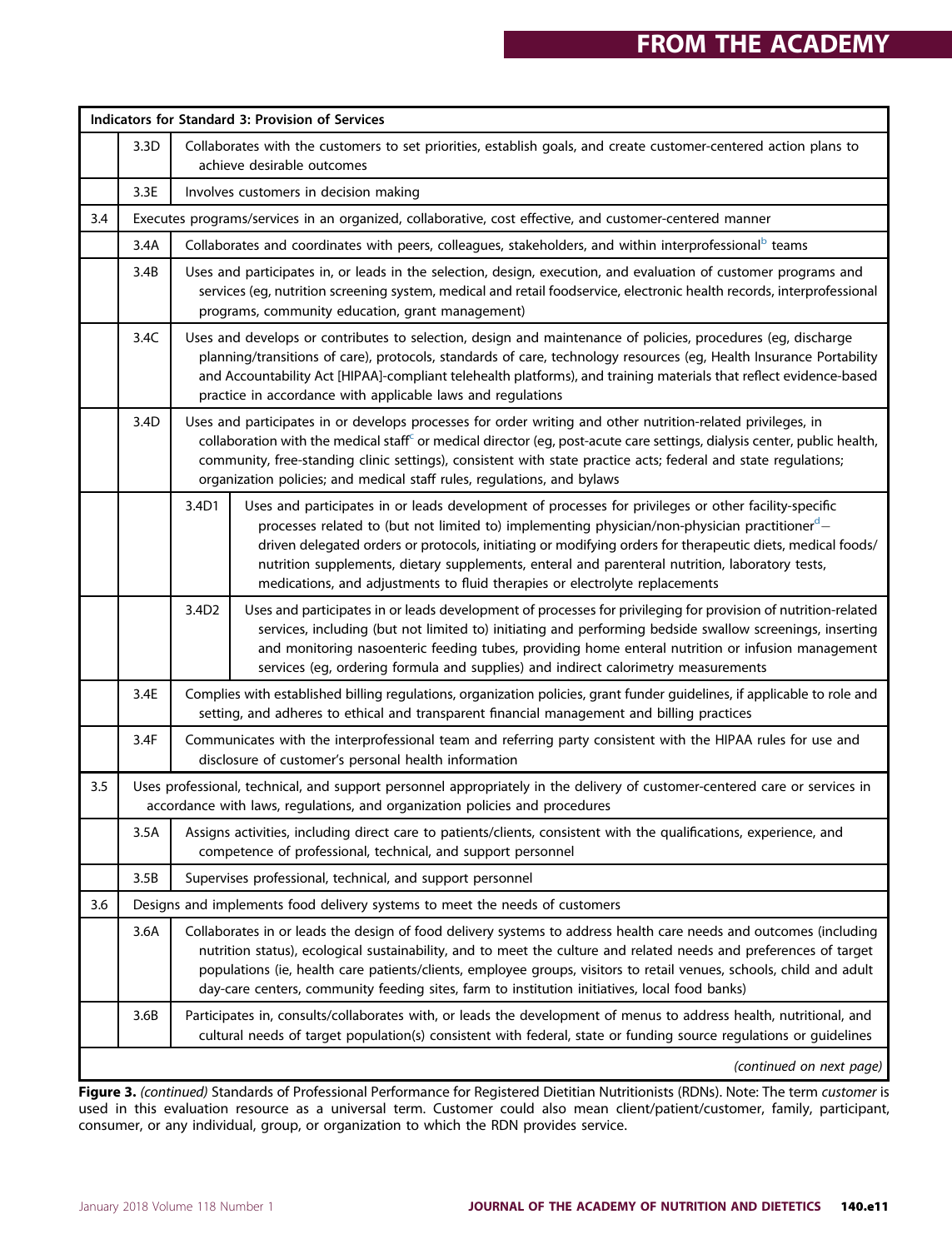| Indicators for Standard 3: Provision of Services | | | |
|---|---|---|---|
| | 3.3D | Collaborates with the customers to set priorities, establish goals, and create customer-centered action plans to achieve desirable outcomes | |
| | 3.3E | Involves customers in decision making | |
| 3.4 | Executes programs/services in an organized, collaborative, cost effective, and customer-centered manner | | |
| | 3.4A | Collaborates and coordinates with peers, colleagues, stakeholders, and within interprofessional[b] teams | |
| | 3.4B | Uses and participates in, or leads in the selection, design, execution, and evaluation of customer programs and services (eg, nutrition screening system, medical and retail foodservice, electronic health records, interprofessional programs, community education, grant management) | |
| | 3.4C | Uses and develops or contributes to selection, design and maintenance of policies, procedures (eg, discharge planning/transitions of care), protocols, standards of care, technology resources (eg, Health Insurance Portability and Accountability Act [HIPAA]-compliant telehealth platforms), and training materials that reflect evidence-based practice in accordance with applicable laws and regulations | |
| | 3.4D | Uses and participates in or develops processes for order writing and other nutrition-related privileges, in collaboration with the medical staff[c] or medical director (eg, post-acute care settings, dialysis center, public health, community, free-standing clinic settings), consistent with state practice acts; federal and state regulations; organization policies; and medical staff rules, regulations, and bylaws | |
| | | 3.4D1 | Uses and participates in or leads development of processes for privileges or other facility-specific processes related to (but not limited to) implementing physician/non-physician practitioner[d]—driven delegated orders or protocols, initiating or modifying orders for therapeutic diets, medical foods/nutrition supplements, dietary supplements, enteral and parenteral nutrition, laboratory tests, medications, and adjustments to fluid therapies or electrolyte replacements |
| | | 3.4D2 | Uses and participates in or leads development of processes for privileging for provision of nutrition-related services, including (but not limited to) initiating and performing bedside swallow screenings, inserting and monitoring nasoenteric feeding tubes, providing home enteral nutrition or infusion management services (eg, ordering formula and supplies) and indirect calorimetry measurements |
| | 3.4E | Complies with established billing regulations, organization policies, grant funder guidelines, if applicable to role and setting, and adheres to ethical and transparent financial management and billing practices | |
| | 3.4F | Communicates with the interprofessional team and referring party consistent with the HIPAA rules for use and disclosure of customer's personal health information | |
| 3.5 | Uses professional, technical, and support personnel appropriately in the delivery of customer-centered care or services in accordance with laws, regulations, and organization policies and procedures | | |
| | 3.5A | Assigns activities, including direct care to patients/clients, consistent with the qualifications, experience, and competence of professional, technical, and support personnel | |
| | 3.5B | Supervises professional, technical, and support personnel | |
| 3.6 | Designs and implements food delivery systems to meet the needs of customers | | |
| | 3.6A | Collaborates in or leads the design of food delivery systems to address health care needs and outcomes (including nutrition status), ecological sustainability, and to meet the culture and related needs and preferences of target populations (ie, health care patients/clients, employee groups, visitors to retail venues, schools, child and adult day-care centers, community feeding sites, farm to institution initiatives, local food banks) | |
| | 3.6B | Participates in, consults/collaborates with, or leads the development of menus to address health, nutritional, and cultural needs of target population(s) consistent with federal, state or funding source regulations or guidelines | |

*(continued on next page)*

**Figure 3.** *(continued)* Standards of Professional Performance for Registered Dietitian Nutritionists (RDNs). Note: The term *customer* is used in this evaluation resource as a universal term. Customer could also mean client/patient/customer, family, participant, consumer, or any individual, group, or organization to which the RDN provides service.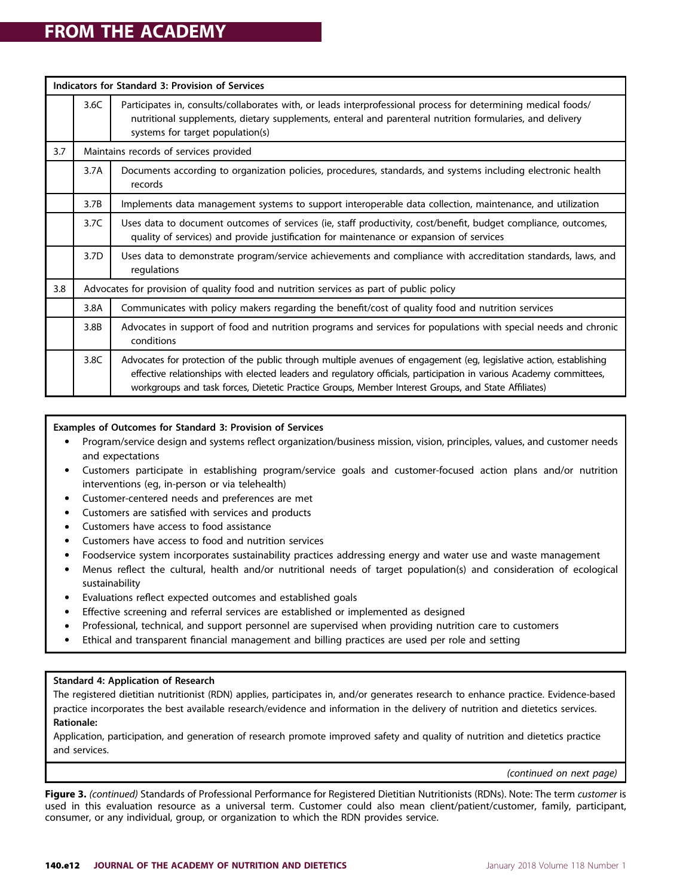| Indicators for Standard 3: Provision of Services | | |
|---|---|---|
| | 3.6C | Participates in, consults/collaborates with, or leads interprofessional process for determining medical foods/nutritional supplements, dietary supplements, enteral and parenteral nutrition formularies, and delivery systems for target population(s) |
| 3.7 | Maintains records of services provided | |
| | 3.7A | Documents according to organization policies, procedures, standards, and systems including electronic health records |
| | 3.7B | Implements data management systems to support interoperable data collection, maintenance, and utilization |
| | 3.7C | Uses data to document outcomes of services (ie, staff productivity, cost/benefit, budget compliance, outcomes, quality of services) and provide justification for maintenance or expansion of services |
| | 3.7D | Uses data to demonstrate program/service achievements and compliance with accreditation standards, laws, and regulations |
| 3.8 | Advocates for provision of quality food and nutrition services as part of public policy | |
| | 3.8A | Communicates with policy makers regarding the benefit/cost of quality food and nutrition services |
| | 3.8B | Advocates in support of food and nutrition programs and services for populations with special needs and chronic conditions |
| | 3.8C | Advocates for protection of the public through multiple avenues of engagement (eg, legislative action, establishing effective relationships with elected leaders and regulatory officials, participation in various Academy committees, workgroups and task forces, Dietetic Practice Groups, Member Interest Groups, and State Affiliates) |

**Examples of Outcomes for Standard 3: Provision of Services**

- Program/service design and systems reflect organization/business mission, vision, principles, values, and customer needs and expectations
- Customers participate in establishing program/service goals and customer-focused action plans and/or nutrition interventions (eg, in-person or via telehealth)
- Customer-centered needs and preferences are met
- Customers are satisfied with services and products
- Customers have access to food assistance
- Customers have access to food and nutrition services
- Foodservice system incorporates sustainability practices addressing energy and water use and waste management
- Menus reflect the cultural, health and/or nutritional needs of target population(s) and consideration of ecological sustainability
- Evaluations reflect expected outcomes and established goals
- Effective screening and referral services are established or implemented as designed
- Professional, technical, and support personnel are supervised when providing nutrition care to customers
- Ethical and transparent financial management and billing practices are used per role and setting

**Standard 4: Application of Research**

The registered dietitian nutritionist (RDN) applies, participates in, and/or generates research to enhance practice. Evidence-based practice incorporates the best available research/evidence and information in the delivery of nutrition and dietetics services.

**Rationale:**

Application, participation, and generation of research promote improved safety and quality of nutrition and dietetics practice and services.

*(continued on next page)*

**Figure 3.** *(continued)* Standards of Professional Performance for Registered Dietitian Nutritionists (RDNs). Note: The term *customer* is used in this evaluation resource as a universal term. Customer could also mean client/patient/customer, family, participant, consumer, or any individual, group, or organization to which the RDN provides service.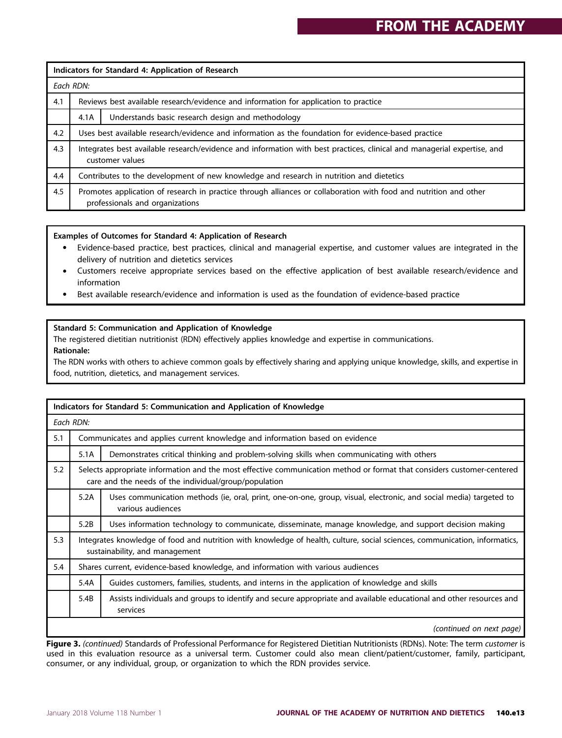| Indicators for Standard 4: Application of Research | | |
|---|---|---|
| *Each RDN:* | | |
| 4.1 | Reviews best available research/evidence and information for application to practice | |
| | 4.1A | Understands basic research design and methodology |
| 4.2 | Uses best available research/evidence and information as the foundation for evidence-based practice | |
| 4.3 | Integrates best available research/evidence and information with best practices, clinical and managerial expertise, and customer values | |
| 4.4 | Contributes to the development of new knowledge and research in nutrition and dietetics | |
| 4.5 | Promotes application of research in practice through alliances or collaboration with food and nutrition and other professionals and organizations | |

**Examples of Outcomes for Standard 4: Application of Research**

- Evidence-based practice, best practices, clinical and managerial expertise, and customer values are integrated in the delivery of nutrition and dietetics services
- Customers receive appropriate services based on the effective application of best available research/evidence and information
- Best available research/evidence and information is used as the foundation of evidence-based practice

**Standard 5: Communication and Application of Knowledge**

The registered dietitian nutritionist (RDN) effectively applies knowledge and expertise in communications.

**Rationale:**

The RDN works with others to achieve common goals by effectively sharing and applying unique knowledge, skills, and expertise in food, nutrition, dietetics, and management services.

| Indicators for Standard 5: Communication and Application of Knowledge | | |
|---|---|---|
| *Each RDN:* | | |
| 5.1 | Communicates and applies current knowledge and information based on evidence | |
| | 5.1A | Demonstrates critical thinking and problem-solving skills when communicating with others |
| 5.2 | Selects appropriate information and the most effective communication method or format that considers customer-centered care and the needs of the individual/group/population | |
| | 5.2A | Uses communication methods (ie, oral, print, one-on-one, group, visual, electronic, and social media) targeted to various audiences |
| | 5.2B | Uses information technology to communicate, disseminate, manage knowledge, and support decision making |
| 5.3 | Integrates knowledge of food and nutrition with knowledge of health, culture, social sciences, communication, informatics, sustainability, and management | |
| 5.4 | Shares current, evidence-based knowledge, and information with various audiences | |
| | 5.4A | Guides customers, families, students, and interns in the application of knowledge and skills |
| | 5.4B | Assists individuals and groups to identify and secure appropriate and available educational and other resources and services |
| *(continued on next page)* | | |

**Figure 3.** *(continued)* Standards of Professional Performance for Registered Dietitian Nutritionists (RDNs). Note: The term *customer* is used in this evaluation resource as a universal term. Customer could also mean client/patient/customer, family, participant, consumer, or any individual, group, or organization to which the RDN provides service.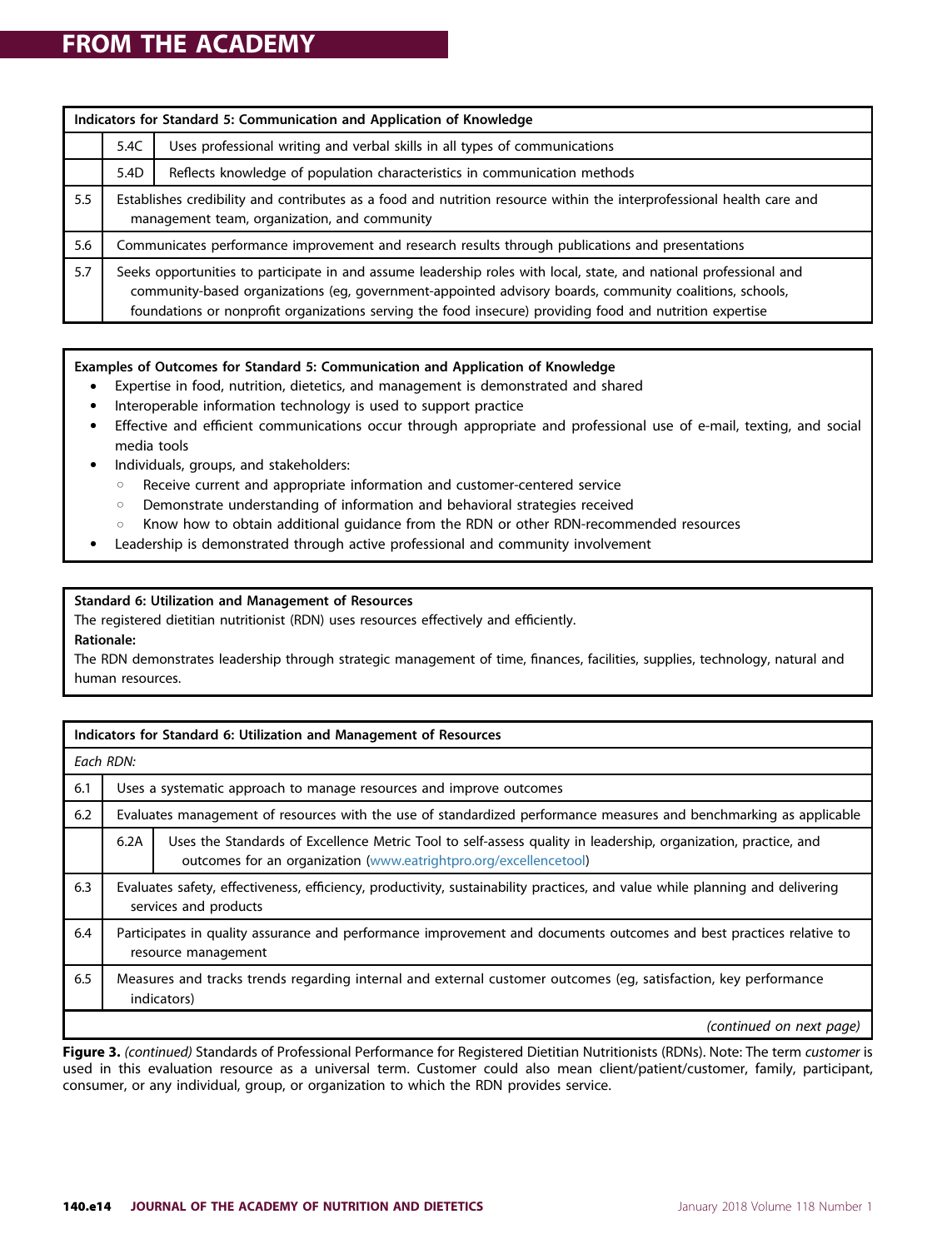| Indicators for Standard 5: Communication and Application of Knowledge | | |
|---|---|---|
| | 5.4C | Uses professional writing and verbal skills in all types of communications |
| | 5.4D | Reflects knowledge of population characteristics in communication methods |
| 5.5 | Establishes credibility and contributes as a food and nutrition resource within the interprofessional health care and management team, organization, and community | |
| 5.6 | Communicates performance improvement and research results through publications and presentations | |
| 5.7 | Seeks opportunities to participate in and assume leadership roles with local, state, and national professional and community-based organizations (eg, government-appointed advisory boards, community coalitions, schools, foundations or nonprofit organizations serving the food insecure) providing food and nutrition expertise | |

**Examples of Outcomes for Standard 5: Communication and Application of Knowledge**

- Expertise in food, nutrition, dietetics, and management is demonstrated and shared
- Interoperable information technology is used to support practice
- Effective and efficient communications occur through appropriate and professional use of e-mail, texting, and social media tools
- Individuals, groups, and stakeholders:
  - Receive current and appropriate information and customer-centered service
  - Demonstrate understanding of information and behavioral strategies received
  - Know how to obtain additional guidance from the RDN or other RDN-recommended resources
- Leadership is demonstrated through active professional and community involvement

**Standard 6: Utilization and Management of Resources**

The registered dietitian nutritionist (RDN) uses resources effectively and efficiently.

**Rationale:**

The RDN demonstrates leadership through strategic management of time, finances, facilities, supplies, technology, natural and human resources.

| Indicators for Standard 6: Utilization and Management of Resources | | |
|---|---|---|
| *Each RDN:* | | |
| 6.1 | Uses a systematic approach to manage resources and improve outcomes | |
| 6.2 | Evaluates management of resources with the use of standardized performance measures and benchmarking as applicable | |
| | 6.2A | Uses the Standards of Excellence Metric Tool to self-assess quality in leadership, organization, practice, and outcomes for an organization (www.eatrightpro.org/excellencetool) |
| 6.3 | Evaluates safety, effectiveness, efficiency, productivity, sustainability practices, and value while planning and delivering services and products | |
| 6.4 | Participates in quality assurance and performance improvement and documents outcomes and best practices relative to resource management | |
| 6.5 | Measures and tracks trends regarding internal and external customer outcomes (eg, satisfaction, key performance indicators) | |
| *(continued on next page)* | | |

**Figure 3.** *(continued)* Standards of Professional Performance for Registered Dietitian Nutritionists (RDNs). Note: The term *customer* is used in this evaluation resource as a universal term. Customer could also mean client/patient/customer, family, participant, consumer, or any individual, group, or organization to which the RDN provides service.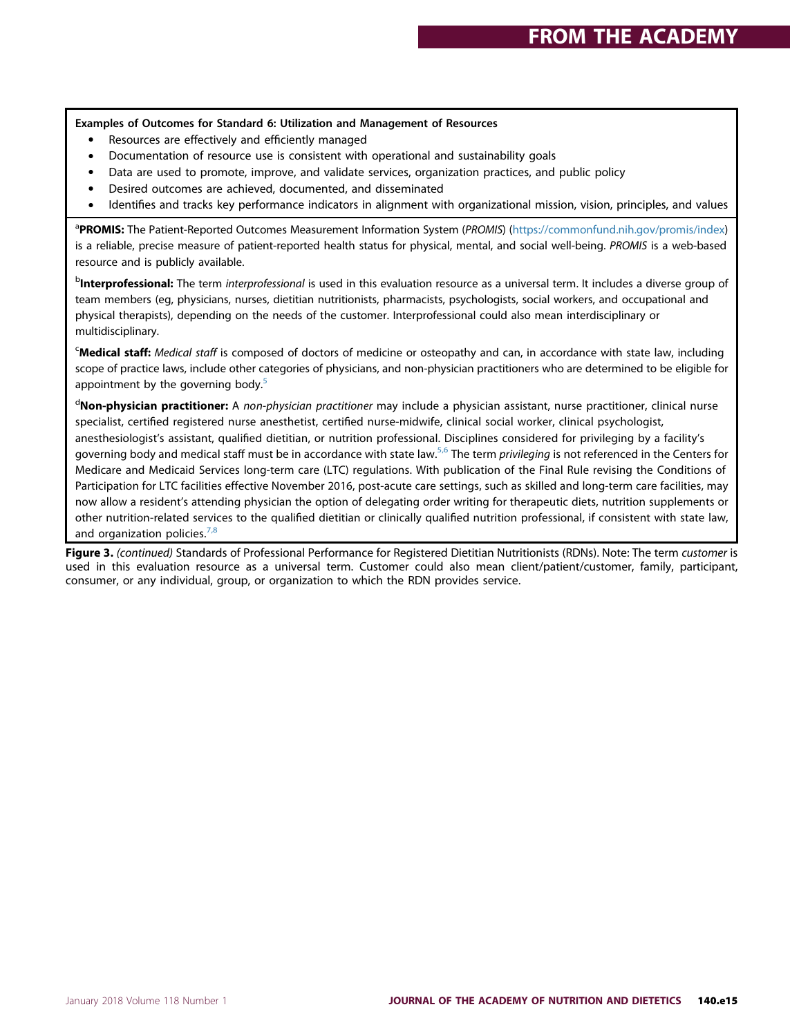**Examples of Outcomes for Standard 6: Utilization and Management of Resources**

- Resources are effectively and efficiently managed
- Documentation of resource use is consistent with operational and sustainability goals
- Data are used to promote, improve, and validate services, organization practices, and public policy
- Desired outcomes are achieved, documented, and disseminated
- Identifies and tracks key performance indicators in alignment with organizational mission, vision, principles, and values

[a]**PROMIS:** The Patient-Reported Outcomes Measurement Information System (*PROMIS*) (https://commonfund.nih.gov/promis/index) is a reliable, precise measure of patient-reported health status for physical, mental, and social well-being. *PROMIS* is a web-based resource and is publicly available.

[b]**Interprofessional:** The term *interprofessional* is used in this evaluation resource as a universal term. It includes a diverse group of team members (eg, physicians, nurses, dietitian nutritionists, pharmacists, psychologists, social workers, and occupational and physical therapists), depending on the needs of the customer. Interprofessional could also mean interdisciplinary or multidisciplinary.

[c]**Medical staff:** *Medical staff* is composed of doctors of medicine or osteopathy and can, in accordance with state law, including scope of practice laws, include other categories of physicians, and non-physician practitioners who are determined to be eligible for appointment by the governing body.[5]

[d]**Non-physician practitioner:** A *non-physician practitioner* may include a physician assistant, nurse practitioner, clinical nurse specialist, certified registered nurse anesthetist, certified nurse-midwife, clinical social worker, clinical psychologist, anesthesiologist's assistant, qualified dietitian, or nutrition professional. Disciplines considered for privileging by a facility's governing body and medical staff must be in accordance with state law.[5,6] The term *privileging* is not referenced in the Centers for Medicare and Medicaid Services long-term care (LTC) regulations. With publication of the Final Rule revising the Conditions of Participation for LTC facilities effective November 2016, post-acute care settings, such as skilled and long-term care facilities, may now allow a resident's attending physician the option of delegating order writing for therapeutic diets, nutrition supplements or other nutrition-related services to the qualified dietitian or clinically qualified nutrition professional, if consistent with state law, and organization policies.[7,8]

**Figure 3.** *(continued)* Standards of Professional Performance for Registered Dietitian Nutritionists (RDNs). Note: The term *customer* is used in this evaluation resource as a universal term. Customer could also mean client/patient/customer, family, participant, consumer, or any individual, group, or organization to which the RDN provides service.